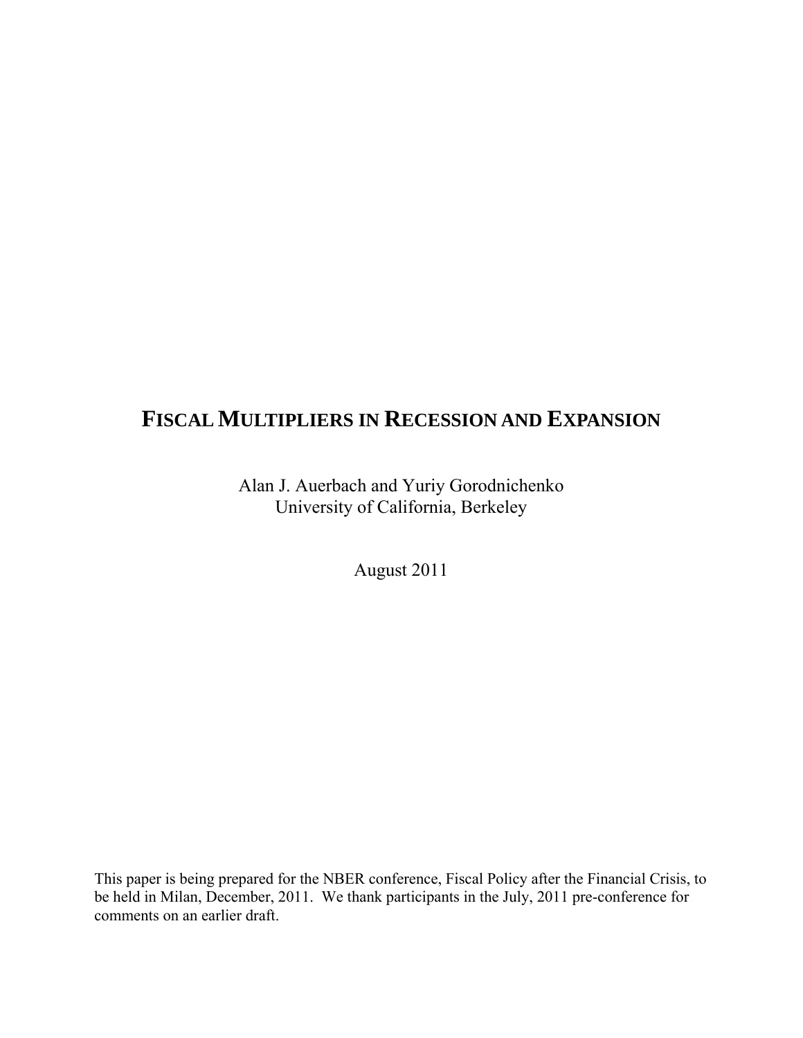# FISCAL MULTIPLIERS IN RECESSION AND EXPANSION

Alan J. Auerbach and Yuriy Gorodnichenko
University of California, Berkeley

August 2011

This paper is being prepared for the NBER conference, Fiscal Policy after the Financial Crisis, to be held in Milan, December, 2011. We thank participants in the July, 2011 pre-conference for comments on an earlier draft.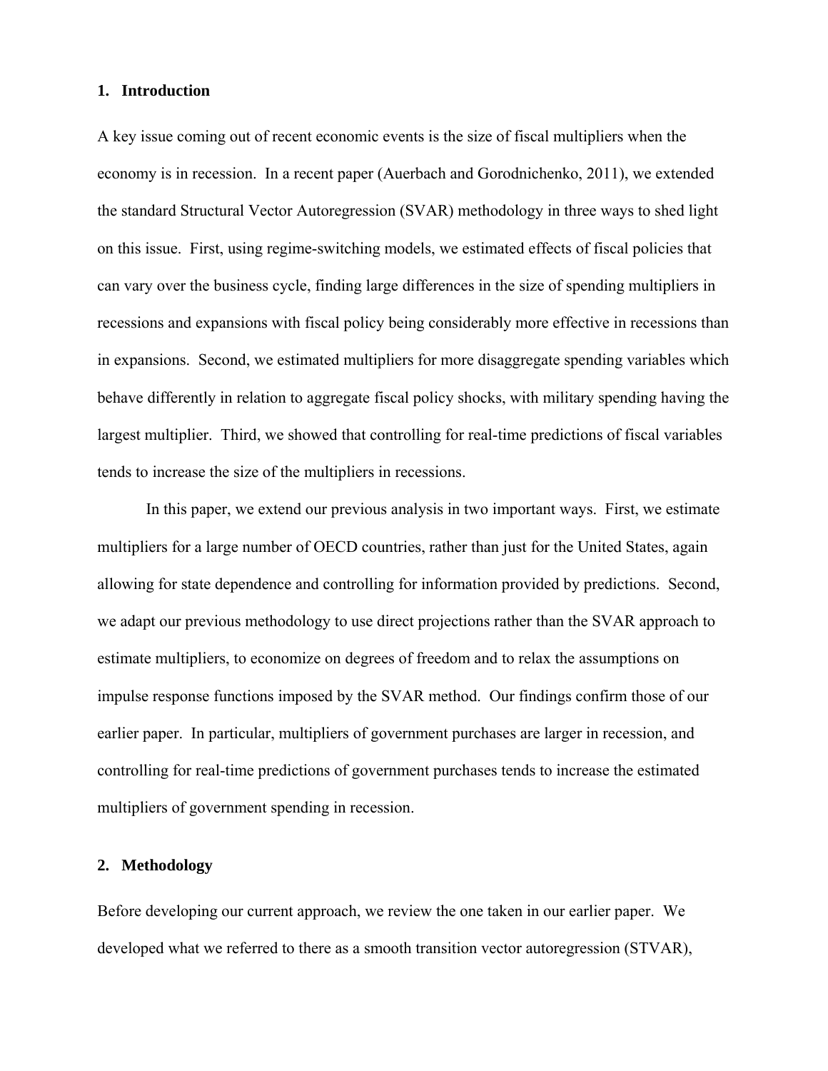## 1. Introduction

A key issue coming out of recent economic events is the size of fiscal multipliers when the economy is in recession. In a recent paper (Auerbach and Gorodnichenko, 2011), we extended the standard Structural Vector Autoregression (SVAR) methodology in three ways to shed light on this issue. First, using regime-switching models, we estimated effects of fiscal policies that can vary over the business cycle, finding large differences in the size of spending multipliers in recessions and expansions with fiscal policy being considerably more effective in recessions than in expansions. Second, we estimated multipliers for more disaggregate spending variables which behave differently in relation to aggregate fiscal policy shocks, with military spending having the largest multiplier. Third, we showed that controlling for real-time predictions of fiscal variables tends to increase the size of the multipliers in recessions.

In this paper, we extend our previous analysis in two important ways. First, we estimate multipliers for a large number of OECD countries, rather than just for the United States, again allowing for state dependence and controlling for information provided by predictions. Second, we adapt our previous methodology to use direct projections rather than the SVAR approach to estimate multipliers, to economize on degrees of freedom and to relax the assumptions on impulse response functions imposed by the SVAR method. Our findings confirm those of our earlier paper. In particular, multipliers of government purchases are larger in recession, and controlling for real-time predictions of government purchases tends to increase the estimated multipliers of government spending in recession.

## 2. Methodology

Before developing our current approach, we review the one taken in our earlier paper. We developed what we referred to there as a smooth transition vector autoregression (STVAR),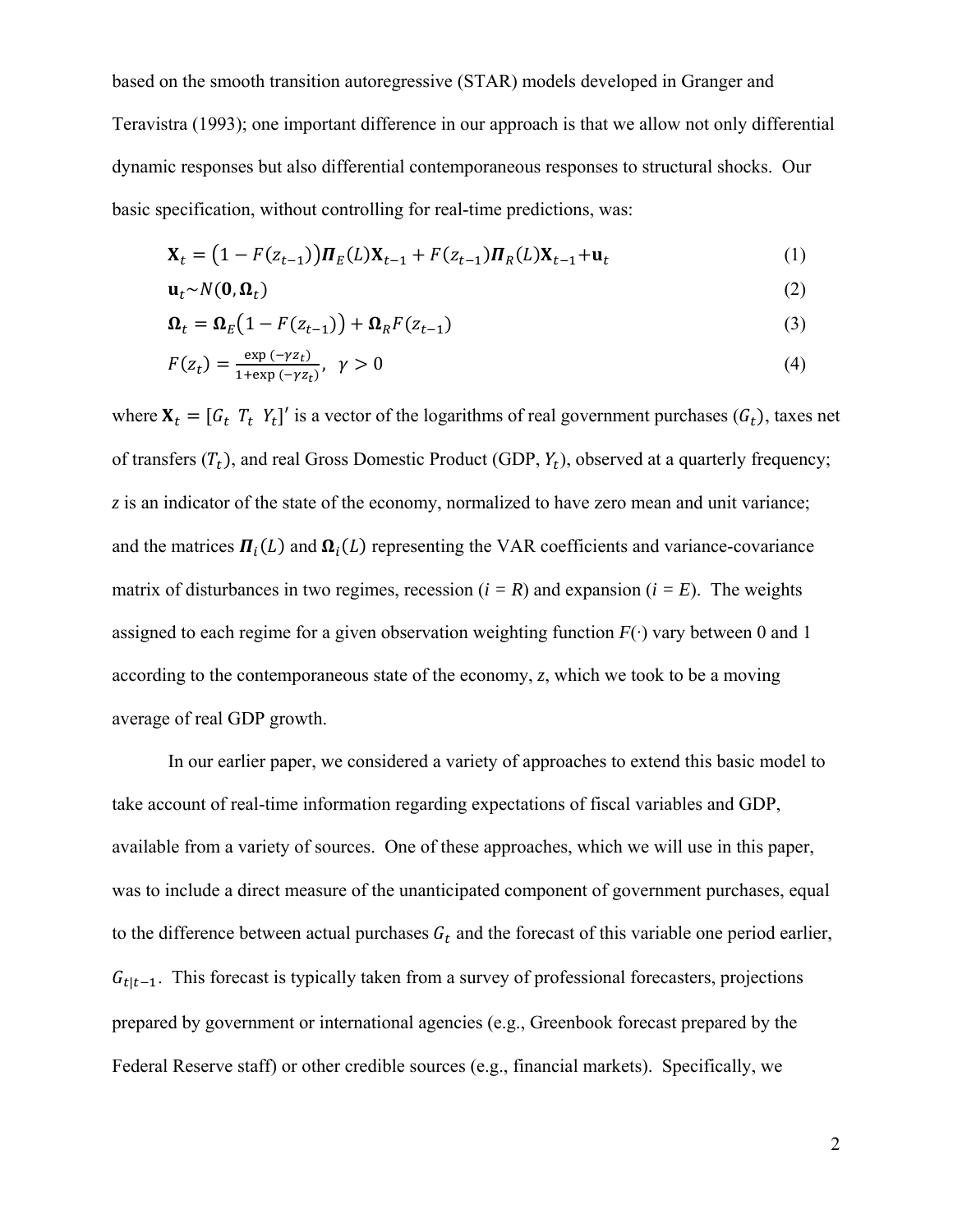based on the smooth transition autoregressive (STAR) models developed in Granger and Teravistra (1993); one important difference in our approach is that we allow not only differential dynamic responses but also differential contemporaneous responses to structural shocks. Our basic specification, without controlling for real-time predictions, was:

$$\mathbf{X}_t = \left(1 - F(z_{t-1})\right)\boldsymbol{\Pi}_E(L)\mathbf{X}_{t-1} + F(z_{t-1})\boldsymbol{\Pi}_R(L)\mathbf{X}_{t-1} + \mathbf{u}_t \tag{1}$$

$$\mathbf{u}_t \sim N(\mathbf{0}, \boldsymbol{\Omega}_t) \tag{2}$$

$$\boldsymbol{\Omega}_t = \boldsymbol{\Omega}_E\left(1 - F(z_{t-1})\right) + \boldsymbol{\Omega}_R F(z_{t-1}) \tag{3}$$

$$F(z_t) = \frac{\exp(-\gamma z_t)}{1 + \exp(-\gamma z_t)}, \;\; \gamma > 0 \tag{4}$$

where $\mathbf{X}_t = [G_t \;\; T_t \;\; Y_t]'$ is a vector of the logarithms of real government purchases ($G_t$), taxes net of transfers ($T_t$), and real Gross Domestic Product (GDP, $Y_t$), observed at a quarterly frequency; $z$ is an indicator of the state of the economy, normalized to have zero mean and unit variance; and the matrices $\boldsymbol{\Pi}_i(L)$ and $\boldsymbol{\Omega}_i(L)$ representing the VAR coefficients and variance-covariance matrix of disturbances in two regimes, recession ($i = R$) and expansion ($i = E$). The weights assigned to each regime for a given observation weighting function $F(\cdot)$ vary between 0 and 1 according to the contemporaneous state of the economy, $z$, which we took to be a moving average of real GDP growth.

In our earlier paper, we considered a variety of approaches to extend this basic model to take account of real-time information regarding expectations of fiscal variables and GDP, available from a variety of sources. One of these approaches, which we will use in this paper, was to include a direct measure of the unanticipated component of government purchases, equal to the difference between actual purchases $G_t$ and the forecast of this variable one period earlier, $G_{t|t-1}$. This forecast is typically taken from a survey of professional forecasters, projections prepared by government or international agencies (e.g., Greenbook forecast prepared by the Federal Reserve staff) or other credible sources (e.g., financial markets). Specifically, we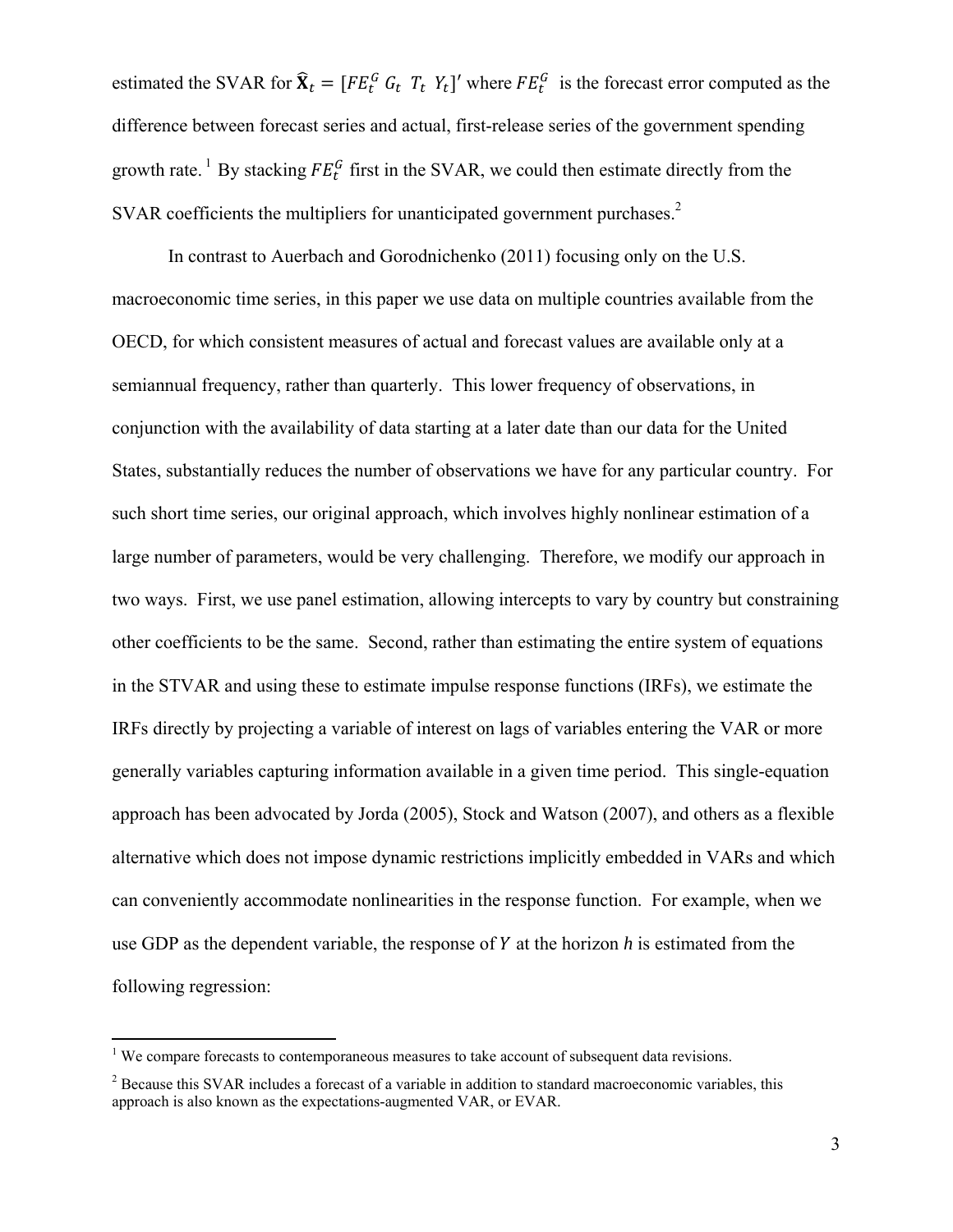estimated the SVAR for $\widehat{\mathbf{X}}_t = [FE_t^G \; G_t \; T_t \; Y_t]'$ where $FE_t^G$ is the forecast error computed as the difference between forecast series and actual, first-release series of the government spending growth rate.[1] By stacking $FE_t^G$ first in the SVAR, we could then estimate directly from the SVAR coefficients the multipliers for unanticipated government purchases.[2]

In contrast to Auerbach and Gorodnichenko (2011) focusing only on the U.S. macroeconomic time series, in this paper we use data on multiple countries available from the OECD, for which consistent measures of actual and forecast values are available only at a semiannual frequency, rather than quarterly. This lower frequency of observations, in conjunction with the availability of data starting at a later date than our data for the United States, substantially reduces the number of observations we have for any particular country. For such short time series, our original approach, which involves highly nonlinear estimation of a large number of parameters, would be very challenging. Therefore, we modify our approach in two ways. First, we use panel estimation, allowing intercepts to vary by country but constraining other coefficients to be the same. Second, rather than estimating the entire system of equations in the STVAR and using these to estimate impulse response functions (IRFs), we estimate the IRFs directly by projecting a variable of interest on lags of variables entering the VAR or more generally variables capturing information available in a given time period. This single-equation approach has been advocated by Jorda (2005), Stock and Watson (2007), and others as a flexible alternative which does not impose dynamic restrictions implicitly embedded in VARs and which can conveniently accommodate nonlinearities in the response function. For example, when we use GDP as the dependent variable, the response of $Y$ at the horizon $h$ is estimated from the following regression:

[1] We compare forecasts to contemporaneous measures to take account of subsequent data revisions.

[2] Because this SVAR includes a forecast of a variable in addition to standard macroeconomic variables, this approach is also known as the expectations-augmented VAR, or EVAR.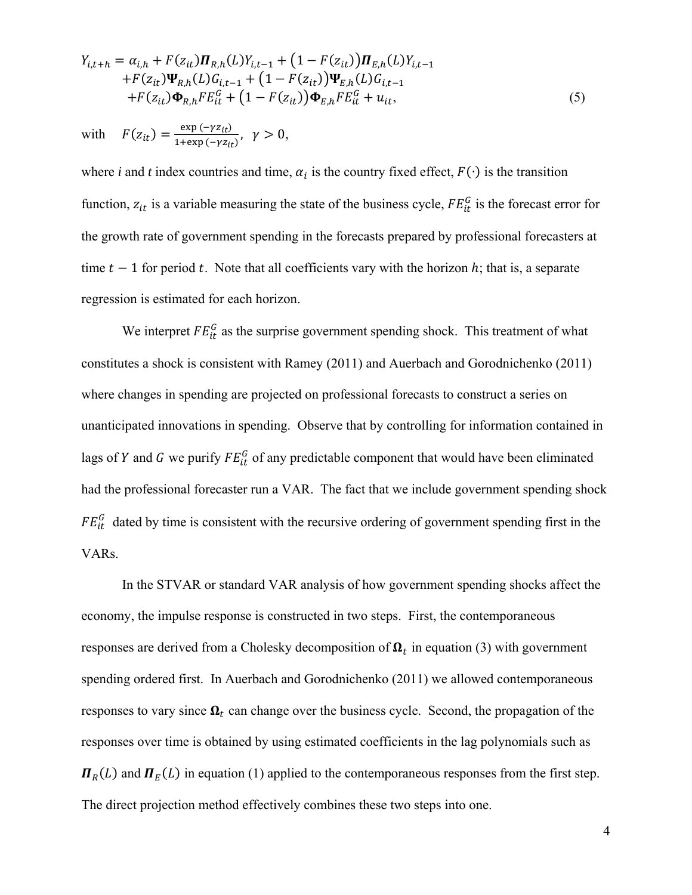$$
\begin{aligned}
Y_{i,t+h} = {} & \alpha_{i,h} + F(z_{it})\boldsymbol{\Pi}_{R,h}(L)Y_{i,t-1} + \big(1 - F(z_{it})\big)\boldsymbol{\Pi}_{E,h}(L)Y_{i,t-1} \\
& + F(z_{it})\boldsymbol{\Psi}_{R,h}(L)G_{i,t-1} + \big(1 - F(z_{it})\big)\boldsymbol{\Psi}_{E,h}(L)G_{i,t-1} \\
& + F(z_{it})\boldsymbol{\Phi}_{R,h}FE_{it}^{G} + \big(1 - F(z_{it})\big)\boldsymbol{\Phi}_{E,h}FE_{it}^{G} + u_{it},
\end{aligned} \tag{5}
$$

with $\quad F(z_{it}) = \frac{\exp(-\gamma z_{it})}{1+\exp(-\gamma z_{it})},\ \ \gamma > 0,$

where *i* and *t* index countries and time, $\alpha_i$ is the country fixed effect, $F(\cdot)$ is the transition function, $z_{it}$ is a variable measuring the state of the business cycle, $FE_{it}^{G}$ is the forecast error for the growth rate of government spending in the forecasts prepared by professional forecasters at time $t-1$ for period $t$. Note that all coefficients vary with the horizon $h$; that is, a separate regression is estimated for each horizon.

We interpret $FE_{it}^{G}$ as the surprise government spending shock. This treatment of what constitutes a shock is consistent with Ramey (2011) and Auerbach and Gorodnichenko (2011) where changes in spending are projected on professional forecasts to construct a series on unanticipated innovations in spending. Observe that by controlling for information contained in lags of $Y$ and $G$ we purify $FE_{it}^{G}$ of any predictable component that would have been eliminated had the professional forecaster run a VAR. The fact that we include government spending shock $FE_{it}^{G}$ dated by time is consistent with the recursive ordering of government spending first in the VARs.

In the STVAR or standard VAR analysis of how government spending shocks affect the economy, the impulse response is constructed in two steps. First, the contemporaneous responses are derived from a Cholesky decomposition of $\boldsymbol{\Omega}_t$ in equation (3) with government spending ordered first. In Auerbach and Gorodnichenko (2011) we allowed contemporaneous responses to vary since $\boldsymbol{\Omega}_t$ can change over the business cycle. Second, the propagation of the responses over time is obtained by using estimated coefficients in the lag polynomials such as $\boldsymbol{\Pi}_R(L)$ and $\boldsymbol{\Pi}_E(L)$ in equation (1) applied to the contemporaneous responses from the first step. The direct projection method effectively combines these two steps into one.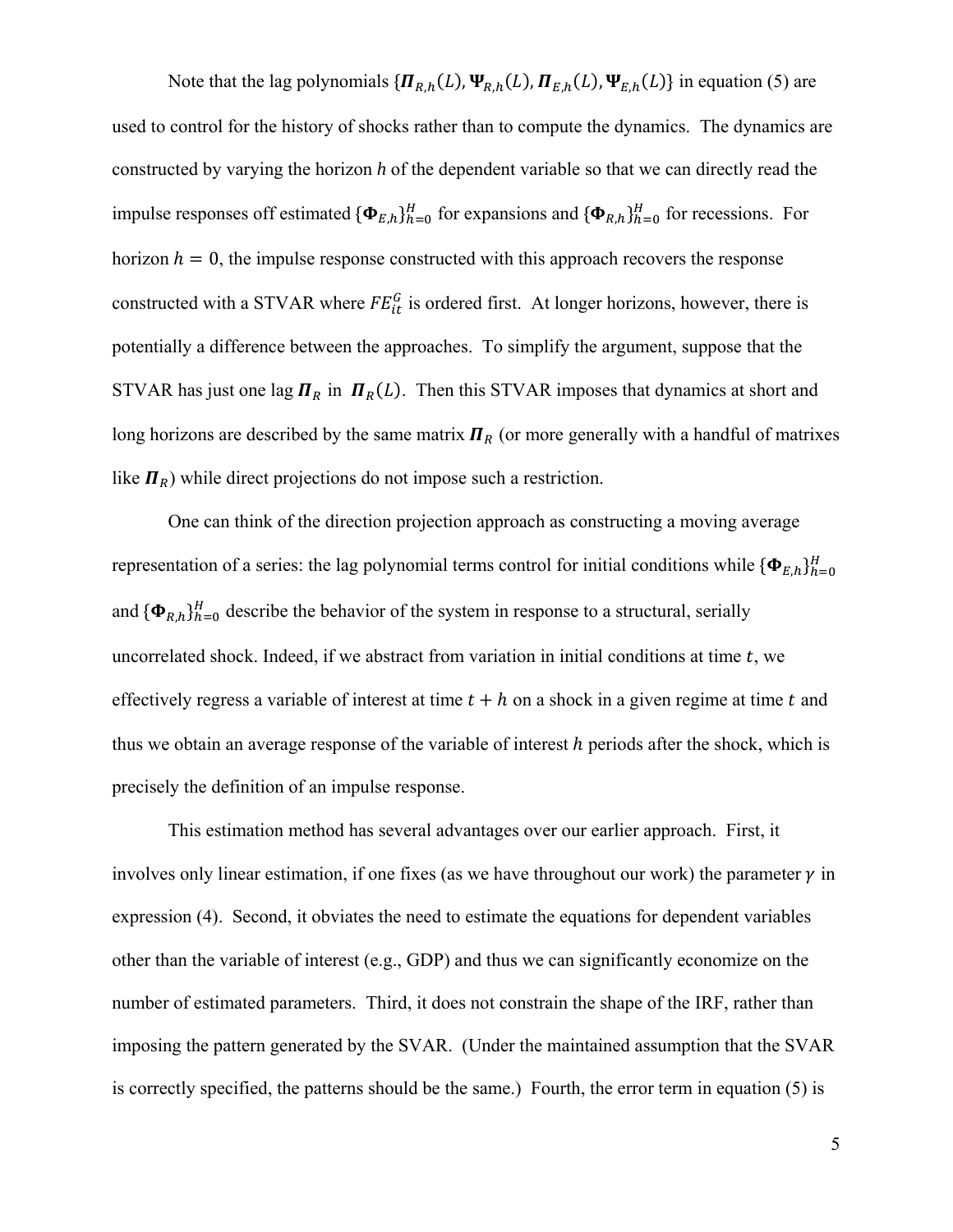Note that the lag polynomials $\{\boldsymbol{\Pi}_{R,h}(L), \boldsymbol{\Psi}_{R,h}(L), \boldsymbol{\Pi}_{E,h}(L), \boldsymbol{\Psi}_{E,h}(L)\}$ in equation (5) are used to control for the history of shocks rather than to compute the dynamics. The dynamics are constructed by varying the horizon $h$ of the dependent variable so that we can directly read the impulse responses off estimated $\{\boldsymbol{\Phi}_{E,h}\}_{h=0}^{H}$ for expansions and $\{\boldsymbol{\Phi}_{R,h}\}_{h=0}^{H}$ for recessions. For horizon $h = 0$, the impulse response constructed with this approach recovers the response constructed with a STVAR where $FE_{it}^{G}$ is ordered first. At longer horizons, however, there is potentially a difference between the approaches. To simplify the argument, suppose that the STVAR has just one lag $\boldsymbol{\Pi}_R$ in $\boldsymbol{\Pi}_R(L)$. Then this STVAR imposes that dynamics at short and long horizons are described by the same matrix $\boldsymbol{\Pi}_R$ (or more generally with a handful of matrixes like $\boldsymbol{\Pi}_R$) while direct projections do not impose such a restriction.

One can think of the direction projection approach as constructing a moving average representation of a series: the lag polynomial terms control for initial conditions while $\{\boldsymbol{\Phi}_{E,h}\}_{h=0}^{H}$ and $\{\boldsymbol{\Phi}_{R,h}\}_{h=0}^{H}$ describe the behavior of the system in response to a structural, serially uncorrelated shock. Indeed, if we abstract from variation in initial conditions at time $t$, we effectively regress a variable of interest at time $t + h$ on a shock in a given regime at time $t$ and thus we obtain an average response of the variable of interest $h$ periods after the shock, which is precisely the definition of an impulse response.

This estimation method has several advantages over our earlier approach. First, it involves only linear estimation, if one fixes (as we have throughout our work) the parameter $\gamma$ in expression (4). Second, it obviates the need to estimate the equations for dependent variables other than the variable of interest (e.g., GDP) and thus we can significantly economize on the number of estimated parameters. Third, it does not constrain the shape of the IRF, rather than imposing the pattern generated by the SVAR. (Under the maintained assumption that the SVAR is correctly specified, the patterns should be the same.) Fourth, the error term in equation (5) is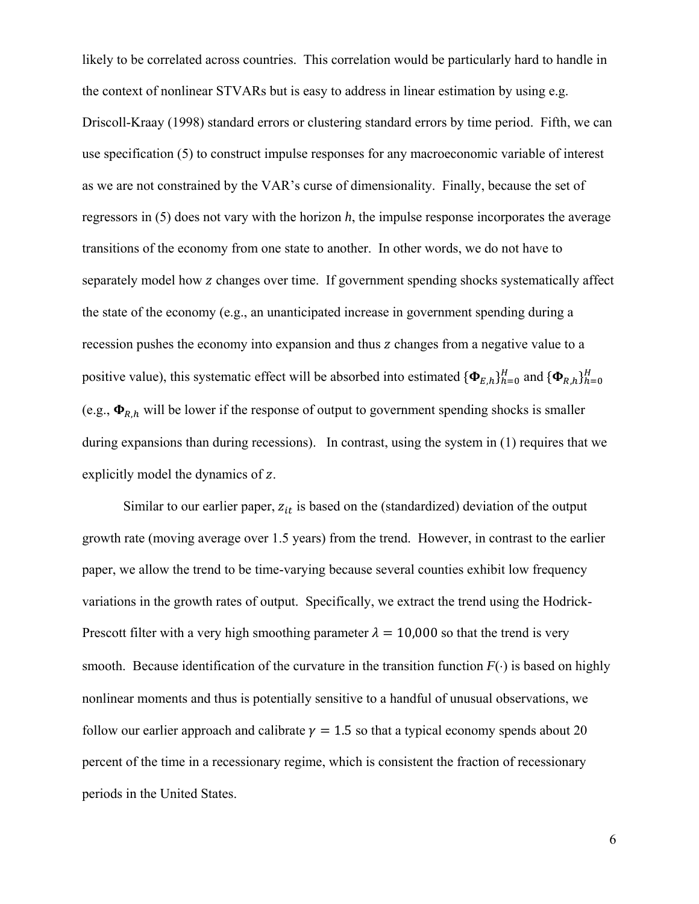likely to be correlated across countries. This correlation would be particularly hard to handle in the context of nonlinear STVARs but is easy to address in linear estimation by using e.g. Driscoll-Kraay (1998) standard errors or clustering standard errors by time period. Fifth, we can use specification (5) to construct impulse responses for any macroeconomic variable of interest as we are not constrained by the VAR's curse of dimensionality. Finally, because the set of regressors in (5) does not vary with the horizon *h*, the impulse response incorporates the average transitions of the economy from one state to another. In other words, we do not have to separately model how $z$ changes over time. If government spending shocks systematically affect the state of the economy (e.g., an unanticipated increase in government spending during a recession pushes the economy into expansion and thus $z$ changes from a negative value to a positive value), this systematic effect will be absorbed into estimated $\{\mathbf{\Phi}_{E,h}\}_{h=0}^{H}$ and $\{\mathbf{\Phi}_{R,h}\}_{h=0}^{H}$ (e.g., $\mathbf{\Phi}_{R,h}$ will be lower if the response of output to government spending shocks is smaller during expansions than during recessions). In contrast, using the system in (1) requires that we explicitly model the dynamics of $z$.

Similar to our earlier paper, $z_{it}$ is based on the (standardized) deviation of the output growth rate (moving average over 1.5 years) from the trend. However, in contrast to the earlier paper, we allow the trend to be time-varying because several counties exhibit low frequency variations in the growth rates of output. Specifically, we extract the trend using the Hodrick-Prescott filter with a very high smoothing parameter $\lambda = 10{,}000$ so that the trend is very smooth. Because identification of the curvature in the transition function *F*(·) is based on highly nonlinear moments and thus is potentially sensitive to a handful of unusual observations, we follow our earlier approach and calibrate $\gamma = 1.5$ so that a typical economy spends about 20 percent of the time in a recessionary regime, which is consistent the fraction of recessionary periods in the United States.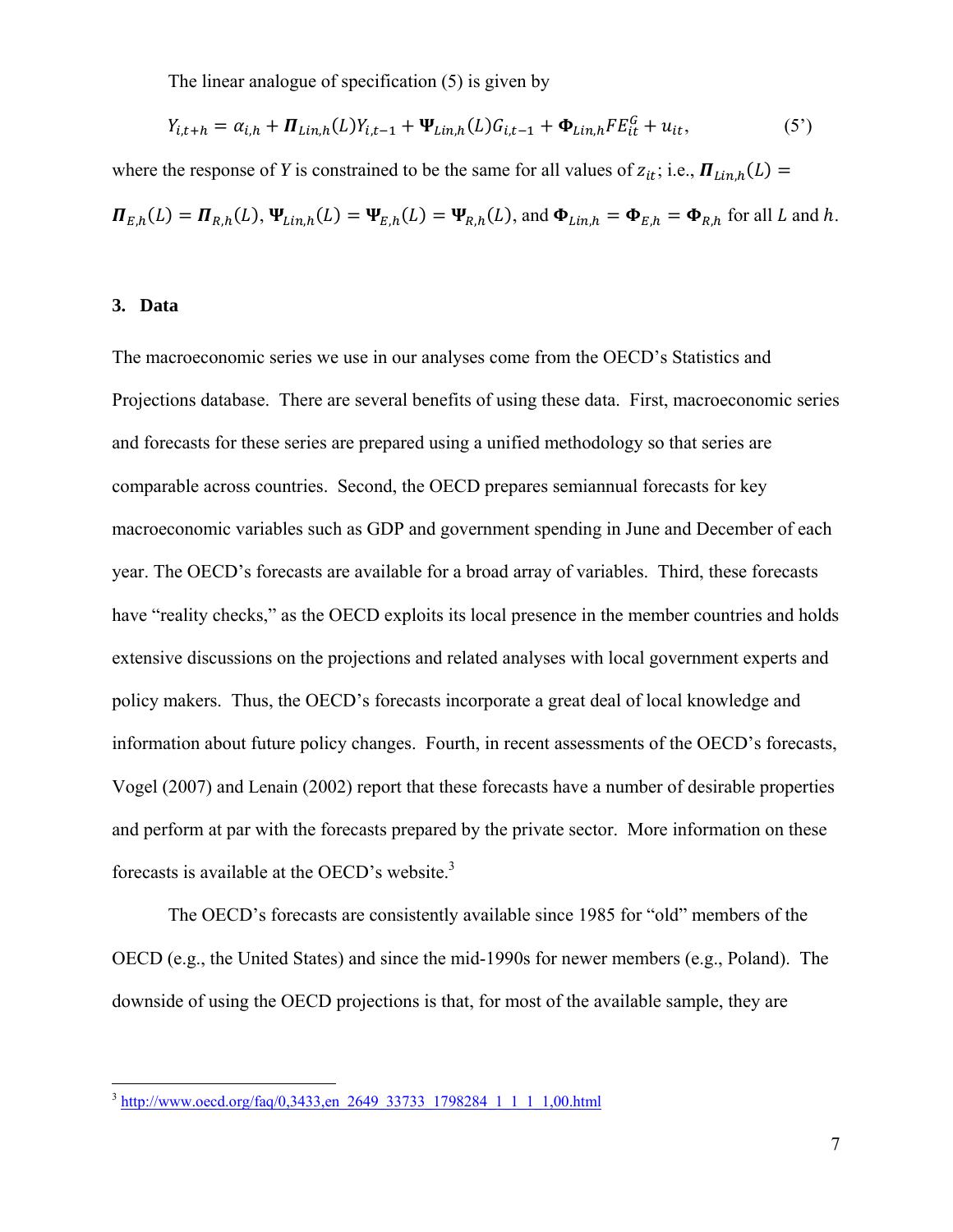The linear analogue of specification (5) is given by

$$Y_{i,t+h} = \alpha_{i,h} + \boldsymbol{\Pi}_{Lin,h}(L)Y_{i,t-1} + \boldsymbol{\Psi}_{Lin,h}(L)G_{i,t-1} + \boldsymbol{\Phi}_{Lin,h}FE_{it}^{G} + u_{it}, \tag{5'}$$

where the response of $Y$ is constrained to be the same for all values of $z_{it}$; i.e., $\boldsymbol{\Pi}_{Lin,h}(L) = \boldsymbol{\Pi}_{E,h}(L) = \boldsymbol{\Pi}_{R,h}(L)$, $\boldsymbol{\Psi}_{Lin,h}(L) = \boldsymbol{\Psi}_{E,h}(L) = \boldsymbol{\Psi}_{R,h}(L)$, and $\boldsymbol{\Phi}_{Lin,h} = \boldsymbol{\Phi}_{E,h} = \boldsymbol{\Phi}_{R,h}$ for all $L$ and $h$.

## 3. Data

The macroeconomic series we use in our analyses come from the OECD's Statistics and Projections database. There are several benefits of using these data. First, macroeconomic series and forecasts for these series are prepared using a unified methodology so that series are comparable across countries. Second, the OECD prepares semiannual forecasts for key macroeconomic variables such as GDP and government spending in June and December of each year. The OECD's forecasts are available for a broad array of variables. Third, these forecasts have "reality checks," as the OECD exploits its local presence in the member countries and holds extensive discussions on the projections and related analyses with local government experts and policy makers. Thus, the OECD's forecasts incorporate a great deal of local knowledge and information about future policy changes. Fourth, in recent assessments of the OECD's forecasts, Vogel (2007) and Lenain (2002) report that these forecasts have a number of desirable properties and perform at par with the forecasts prepared by the private sector. More information on these forecasts is available at the OECD's website.[3]

The OECD's forecasts are consistently available since 1985 for "old" members of the OECD (e.g., the United States) and since the mid-1990s for newer members (e.g., Poland). The downside of using the OECD projections is that, for most of the available sample, they are

[3] http://www.oecd.org/faq/0,3433,en_2649_33733_1798284_1_1_1_1,00.html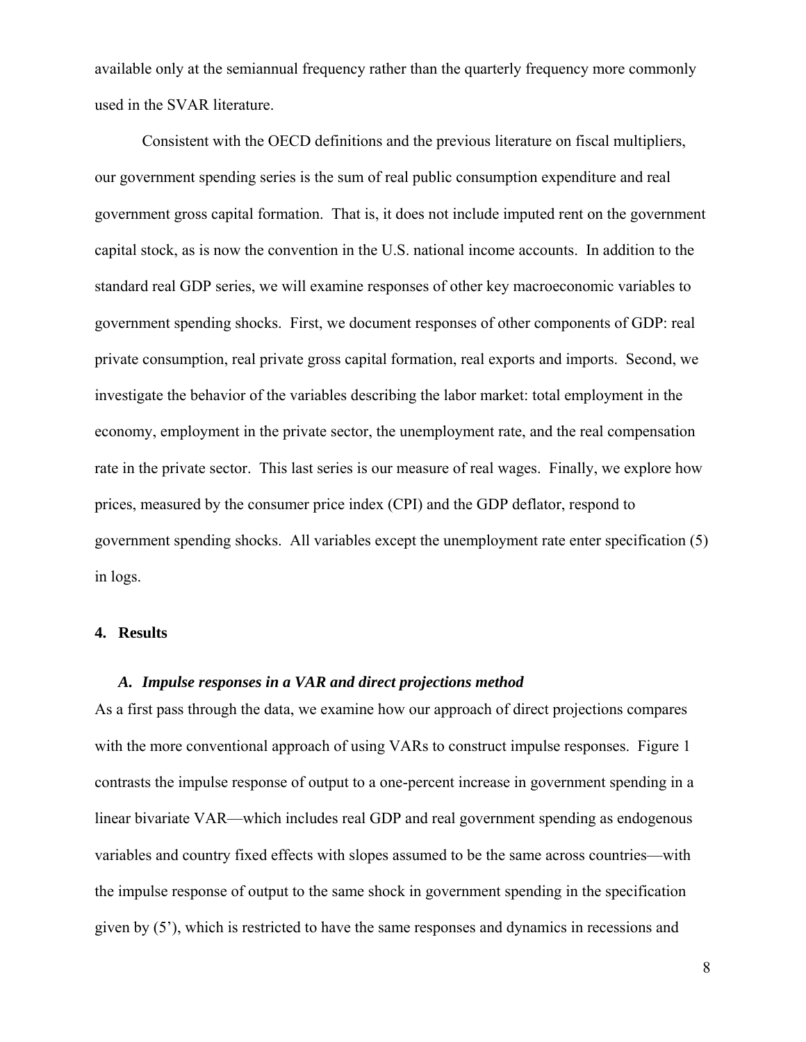available only at the semiannual frequency rather than the quarterly frequency more commonly used in the SVAR literature.

Consistent with the OECD definitions and the previous literature on fiscal multipliers, our government spending series is the sum of real public consumption expenditure and real government gross capital formation. That is, it does not include imputed rent on the government capital stock, as is now the convention in the U.S. national income accounts. In addition to the standard real GDP series, we will examine responses of other key macroeconomic variables to government spending shocks. First, we document responses of other components of GDP: real private consumption, real private gross capital formation, real exports and imports. Second, we investigate the behavior of the variables describing the labor market: total employment in the economy, employment in the private sector, the unemployment rate, and the real compensation rate in the private sector. This last series is our measure of real wages. Finally, we explore how prices, measured by the consumer price index (CPI) and the GDP deflator, respond to government spending shocks. All variables except the unemployment rate enter specification (5) in logs.

## 4. Results

### *A. Impulse responses in a VAR and direct projections method*

As a first pass through the data, we examine how our approach of direct projections compares with the more conventional approach of using VARs to construct impulse responses. Figure 1 contrasts the impulse response of output to a one-percent increase in government spending in a linear bivariate VAR—which includes real GDP and real government spending as endogenous variables and country fixed effects with slopes assumed to be the same across countries—with the impulse response of output to the same shock in government spending in the specification given by (5'), which is restricted to have the same responses and dynamics in recessions and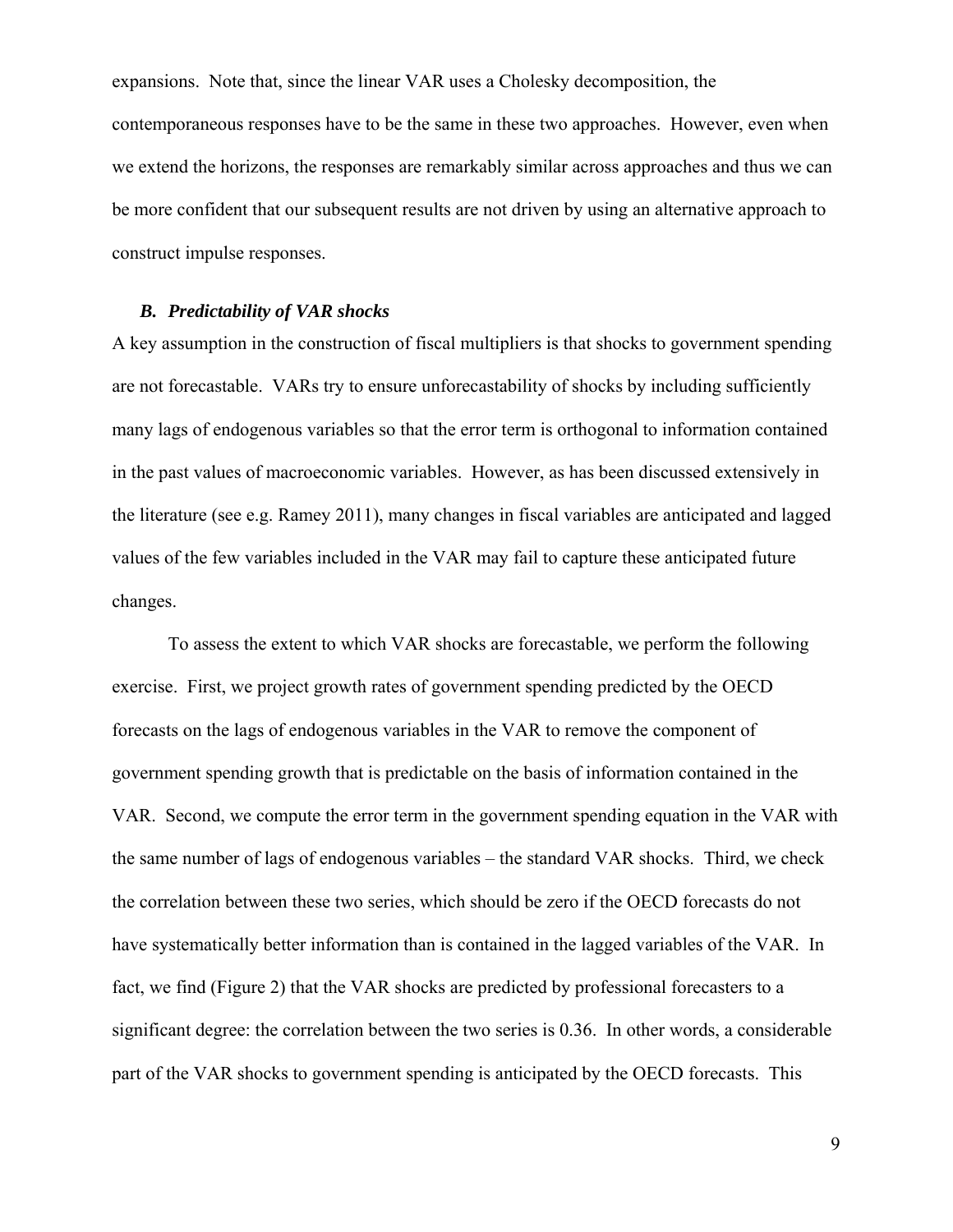expansions. Note that, since the linear VAR uses a Cholesky decomposition, the contemporaneous responses have to be the same in these two approaches. However, even when we extend the horizons, the responses are remarkably similar across approaches and thus we can be more confident that our subsequent results are not driven by using an alternative approach to construct impulse responses.

### *B. Predictability of VAR shocks*

A key assumption in the construction of fiscal multipliers is that shocks to government spending are not forecastable. VARs try to ensure unforecastability of shocks by including sufficiently many lags of endogenous variables so that the error term is orthogonal to information contained in the past values of macroeconomic variables. However, as has been discussed extensively in the literature (see e.g. Ramey 2011), many changes in fiscal variables are anticipated and lagged values of the few variables included in the VAR may fail to capture these anticipated future changes.

To assess the extent to which VAR shocks are forecastable, we perform the following exercise. First, we project growth rates of government spending predicted by the OECD forecasts on the lags of endogenous variables in the VAR to remove the component of government spending growth that is predictable on the basis of information contained in the VAR. Second, we compute the error term in the government spending equation in the VAR with the same number of lags of endogenous variables – the standard VAR shocks. Third, we check the correlation between these two series, which should be zero if the OECD forecasts do not have systematically better information than is contained in the lagged variables of the VAR. In fact, we find (Figure 2) that the VAR shocks are predicted by professional forecasters to a significant degree: the correlation between the two series is 0.36. In other words, a considerable part of the VAR shocks to government spending is anticipated by the OECD forecasts. This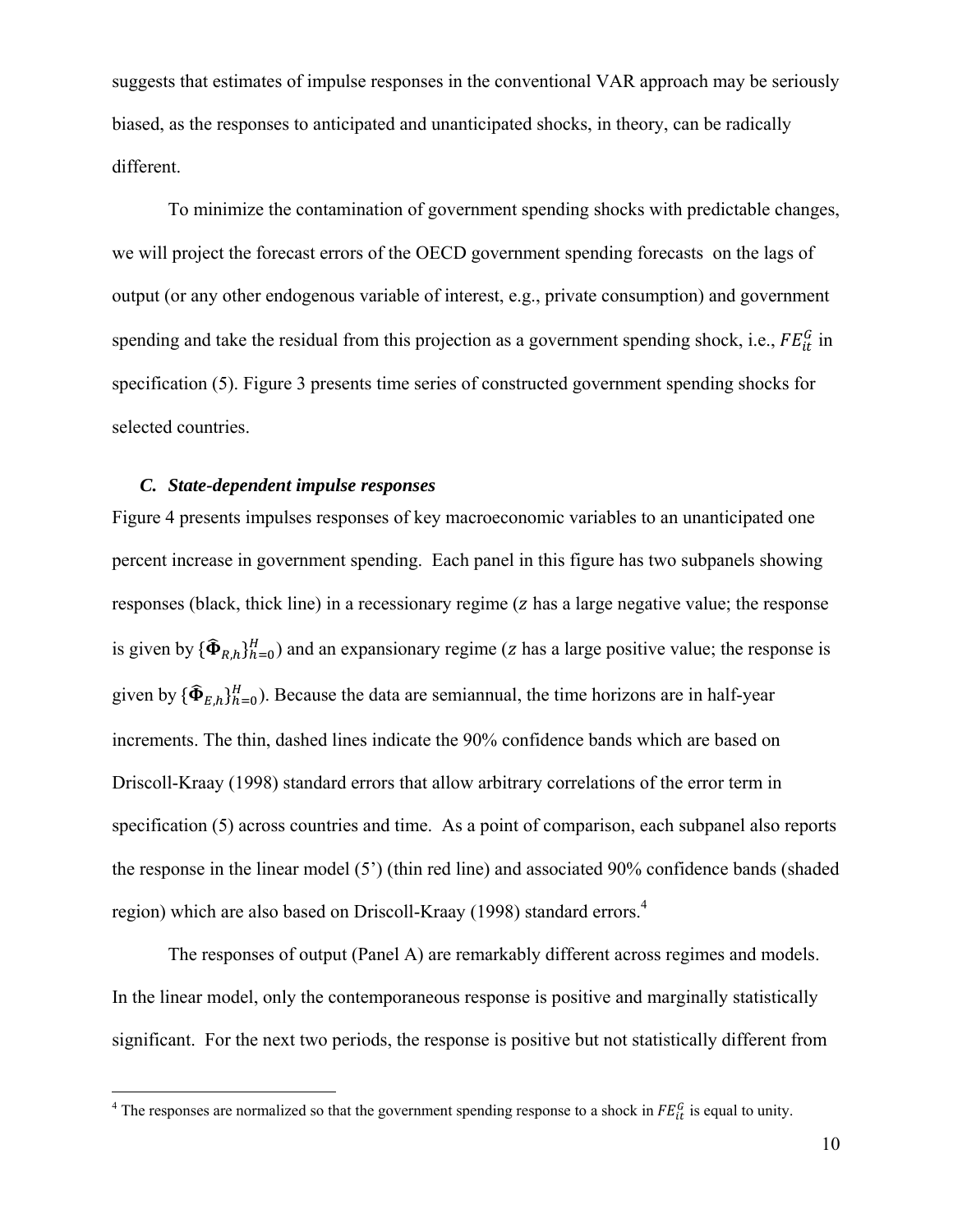suggests that estimates of impulse responses in the conventional VAR approach may be seriously biased, as the responses to anticipated and unanticipated shocks, in theory, can be radically different.

To minimize the contamination of government spending shocks with predictable changes, we will project the forecast errors of the OECD government spending forecasts on the lags of output (or any other endogenous variable of interest, e.g., private consumption) and government spending and take the residual from this projection as a government spending shock, i.e., $FE_{it}^{G}$ in specification (5). Figure 3 presents time series of constructed government spending shocks for selected countries.

### *C. State-dependent impulse responses*

Figure 4 presents impulses responses of key macroeconomic variables to an unanticipated one percent increase in government spending. Each panel in this figure has two subpanels showing responses (black, thick line) in a recessionary regime ($z$ has a large negative value; the response is given by $\{\widehat{\mathbf{\Phi}}_{R,h}\}_{h=0}^{H}$) and an expansionary regime ($z$ has a large positive value; the response is given by $\{\widehat{\mathbf{\Phi}}_{E,h}\}_{h=0}^{H}$). Because the data are semiannual, the time horizons are in half-year increments. The thin, dashed lines indicate the 90% confidence bands which are based on Driscoll-Kraay (1998) standard errors that allow arbitrary correlations of the error term in specification (5) across countries and time. As a point of comparison, each subpanel also reports the response in the linear model (5') (thin red line) and associated 90% confidence bands (shaded region) which are also based on Driscoll-Kraay (1998) standard errors.[4]

The responses of output (Panel A) are remarkably different across regimes and models. In the linear model, only the contemporaneous response is positive and marginally statistically significant. For the next two periods, the response is positive but not statistically different from

[4] The responses are normalized so that the government spending response to a shock in $FE_{it}^{G}$ is equal to unity.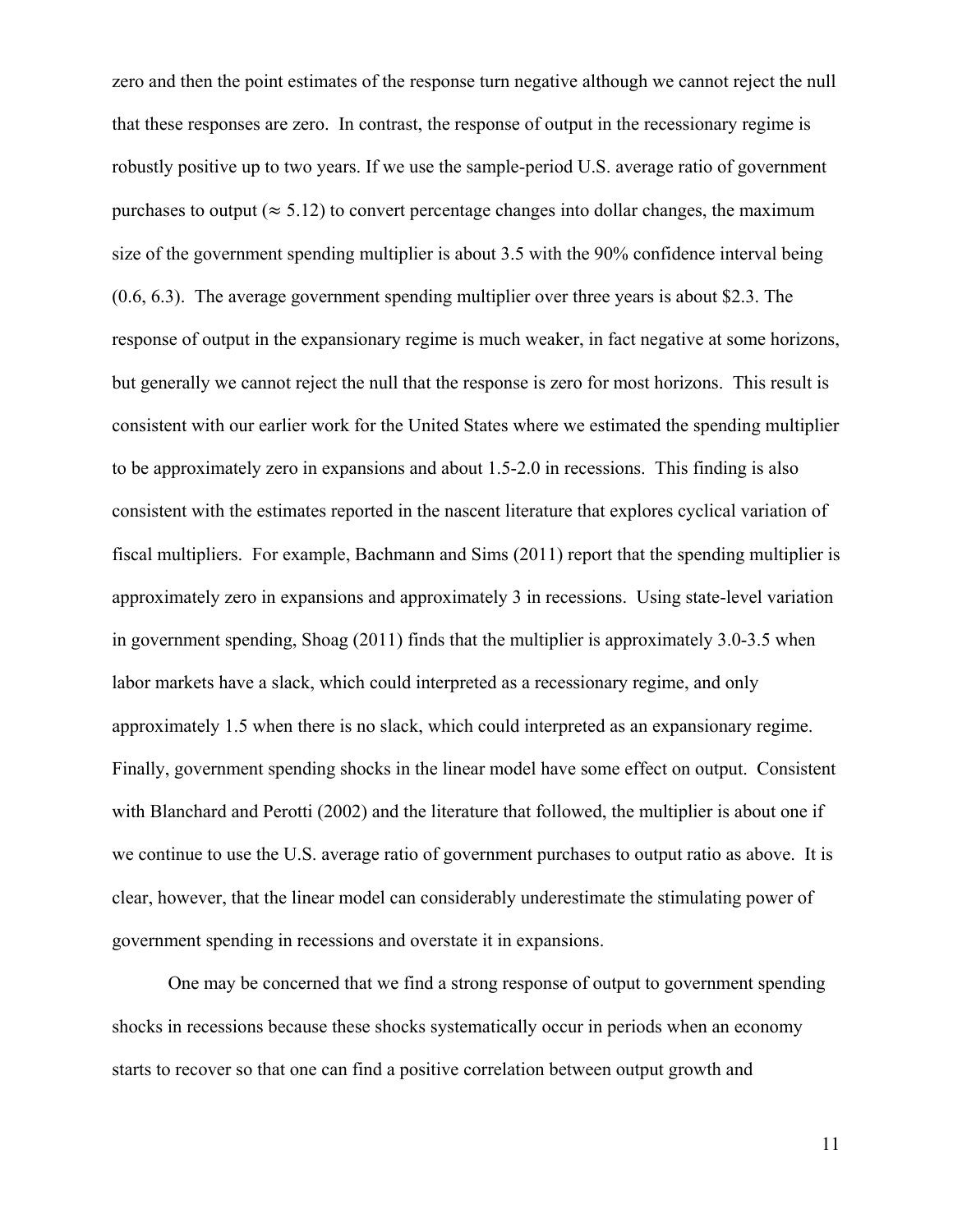zero and then the point estimates of the response turn negative although we cannot reject the null that these responses are zero. In contrast, the response of output in the recessionary regime is robustly positive up to two years. If we use the sample-period U.S. average ratio of government purchases to output ($\approx 5.12$) to convert percentage changes into dollar changes, the maximum size of the government spending multiplier is about 3.5 with the 90% confidence interval being (0.6, 6.3). The average government spending multiplier over three years is about \$2.3. The response of output in the expansionary regime is much weaker, in fact negative at some horizons, but generally we cannot reject the null that the response is zero for most horizons. This result is consistent with our earlier work for the United States where we estimated the spending multiplier to be approximately zero in expansions and about 1.5-2.0 in recessions. This finding is also consistent with the estimates reported in the nascent literature that explores cyclical variation of fiscal multipliers. For example, Bachmann and Sims (2011) report that the spending multiplier is approximately zero in expansions and approximately 3 in recessions. Using state-level variation in government spending, Shoag (2011) finds that the multiplier is approximately 3.0-3.5 when labor markets have a slack, which could interpreted as a recessionary regime, and only approximately 1.5 when there is no slack, which could interpreted as an expansionary regime. Finally, government spending shocks in the linear model have some effect on output. Consistent with Blanchard and Perotti (2002) and the literature that followed, the multiplier is about one if we continue to use the U.S. average ratio of government purchases to output ratio as above. It is clear, however, that the linear model can considerably underestimate the stimulating power of government spending in recessions and overstate it in expansions.

One may be concerned that we find a strong response of output to government spending shocks in recessions because these shocks systematically occur in periods when an economy starts to recover so that one can find a positive correlation between output growth and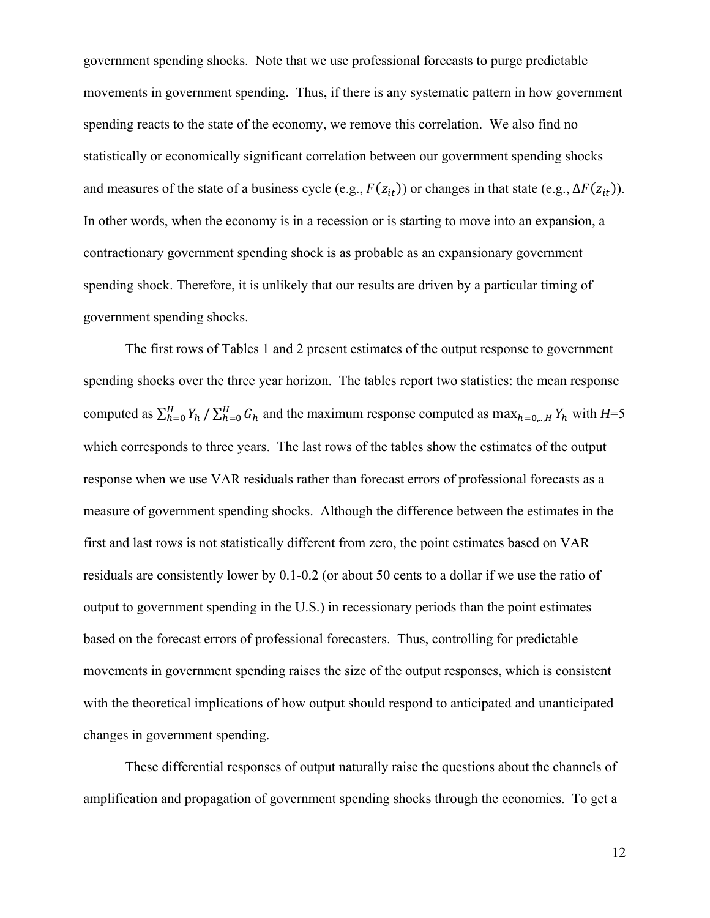government spending shocks. Note that we use professional forecasts to purge predictable movements in government spending. Thus, if there is any systematic pattern in how government spending reacts to the state of the economy, we remove this correlation. We also find no statistically or economically significant correlation between our government spending shocks and measures of the state of a business cycle (e.g., $F(z_{it})$) or changes in that state (e.g., $\Delta F(z_{it})$). In other words, when the economy is in a recession or is starting to move into an expansion, a contractionary government spending shock is as probable as an expansionary government spending shock. Therefore, it is unlikely that our results are driven by a particular timing of government spending shocks.

The first rows of Tables 1 and 2 present estimates of the output response to government spending shocks over the three year horizon. The tables report two statistics: the mean response computed as $\sum_{h=0}^{H} Y_h \,/\, \sum_{h=0}^{H} G_h$ and the maximum response computed as $\max_{h=0,..,H} Y_h$ with $H$=5 which corresponds to three years. The last rows of the tables show the estimates of the output response when we use VAR residuals rather than forecast errors of professional forecasts as a measure of government spending shocks. Although the difference between the estimates in the first and last rows is not statistically different from zero, the point estimates based on VAR residuals are consistently lower by 0.1-0.2 (or about 50 cents to a dollar if we use the ratio of output to government spending in the U.S.) in recessionary periods than the point estimates based on the forecast errors of professional forecasters. Thus, controlling for predictable movements in government spending raises the size of the output responses, which is consistent with the theoretical implications of how output should respond to anticipated and unanticipated changes in government spending.

These differential responses of output naturally raise the questions about the channels of amplification and propagation of government spending shocks through the economies. To get a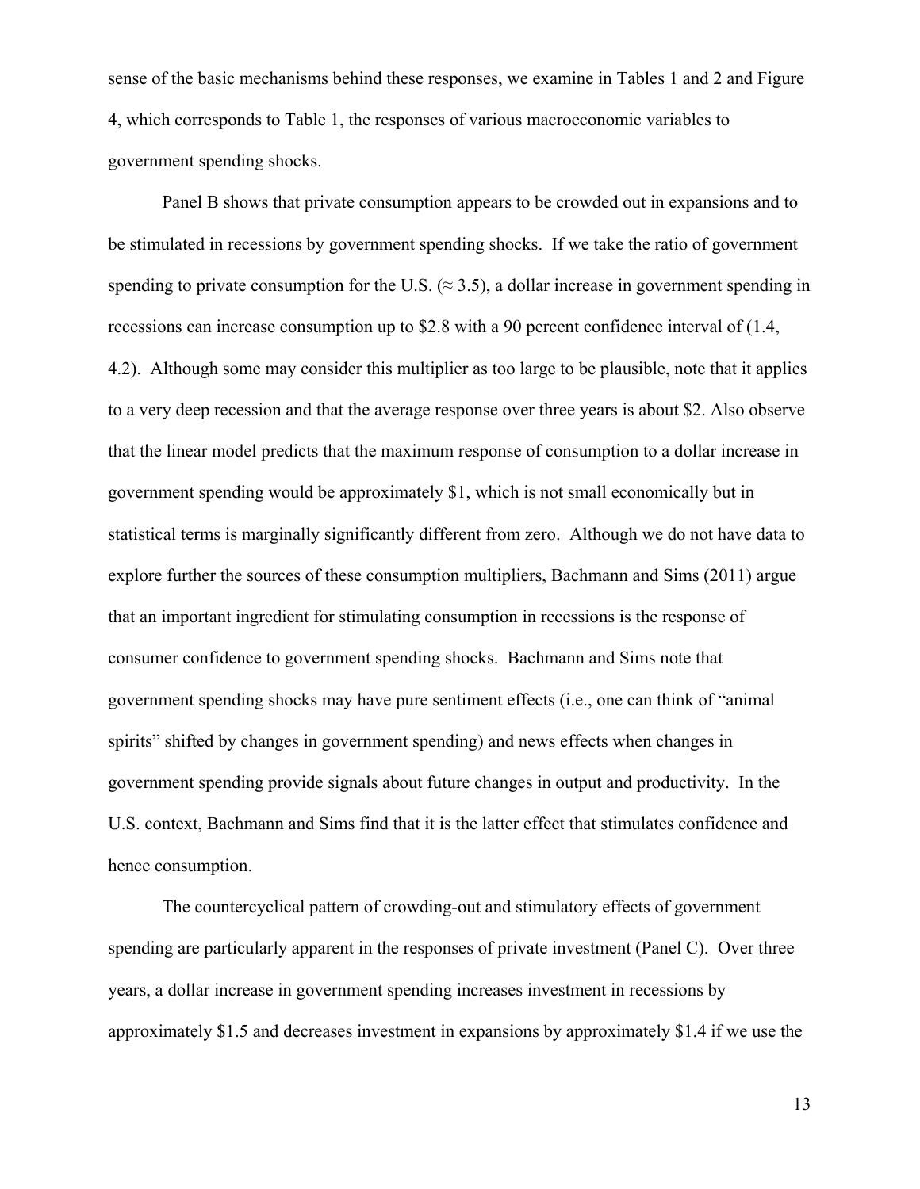sense of the basic mechanisms behind these responses, we examine in Tables 1 and 2 and Figure 4, which corresponds to Table 1, the responses of various macroeconomic variables to government spending shocks.

Panel B shows that private consumption appears to be crowded out in expansions and to be stimulated in recessions by government spending shocks. If we take the ratio of government spending to private consumption for the U.S. ($\approx 3.5$), a dollar increase in government spending in recessions can increase consumption up to \$2.8 with a 90 percent confidence interval of (1.4, 4.2). Although some may consider this multiplier as too large to be plausible, note that it applies to a very deep recession and that the average response over three years is about \$2. Also observe that the linear model predicts that the maximum response of consumption to a dollar increase in government spending would be approximately \$1, which is not small economically but in statistical terms is marginally significantly different from zero. Although we do not have data to explore further the sources of these consumption multipliers, Bachmann and Sims (2011) argue that an important ingredient for stimulating consumption in recessions is the response of consumer confidence to government spending shocks. Bachmann and Sims note that government spending shocks may have pure sentiment effects (i.e., one can think of "animal spirits" shifted by changes in government spending) and news effects when changes in government spending provide signals about future changes in output and productivity. In the U.S. context, Bachmann and Sims find that it is the latter effect that stimulates confidence and hence consumption.

The countercyclical pattern of crowding-out and stimulatory effects of government spending are particularly apparent in the responses of private investment (Panel C). Over three years, a dollar increase in government spending increases investment in recessions by approximately \$1.5 and decreases investment in expansions by approximately \$1.4 if we use the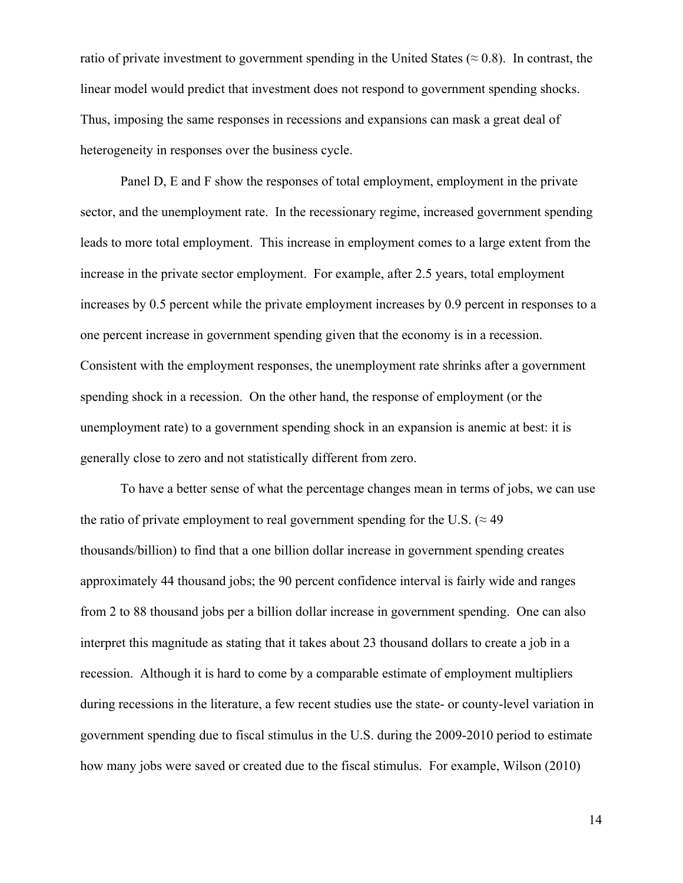ratio of private investment to government spending in the United States ($\approx 0.8$). In contrast, the linear model would predict that investment does not respond to government spending shocks. Thus, imposing the same responses in recessions and expansions can mask a great deal of heterogeneity in responses over the business cycle.

Panel D, E and F show the responses of total employment, employment in the private sector, and the unemployment rate. In the recessionary regime, increased government spending leads to more total employment. This increase in employment comes to a large extent from the increase in the private sector employment. For example, after 2.5 years, total employment increases by 0.5 percent while the private employment increases by 0.9 percent in responses to a one percent increase in government spending given that the economy is in a recession. Consistent with the employment responses, the unemployment rate shrinks after a government spending shock in a recession. On the other hand, the response of employment (or the unemployment rate) to a government spending shock in an expansion is anemic at best: it is generally close to zero and not statistically different from zero.

To have a better sense of what the percentage changes mean in terms of jobs, we can use the ratio of private employment to real government spending for the U.S. ($\approx 49$ thousands/billion) to find that a one billion dollar increase in government spending creates approximately 44 thousand jobs; the 90 percent confidence interval is fairly wide and ranges from 2 to 88 thousand jobs per a billion dollar increase in government spending. One can also interpret this magnitude as stating that it takes about 23 thousand dollars to create a job in a recession. Although it is hard to come by a comparable estimate of employment multipliers during recessions in the literature, a few recent studies use the state- or county-level variation in government spending due to fiscal stimulus in the U.S. during the 2009-2010 period to estimate how many jobs were saved or created due to the fiscal stimulus. For example, Wilson (2010)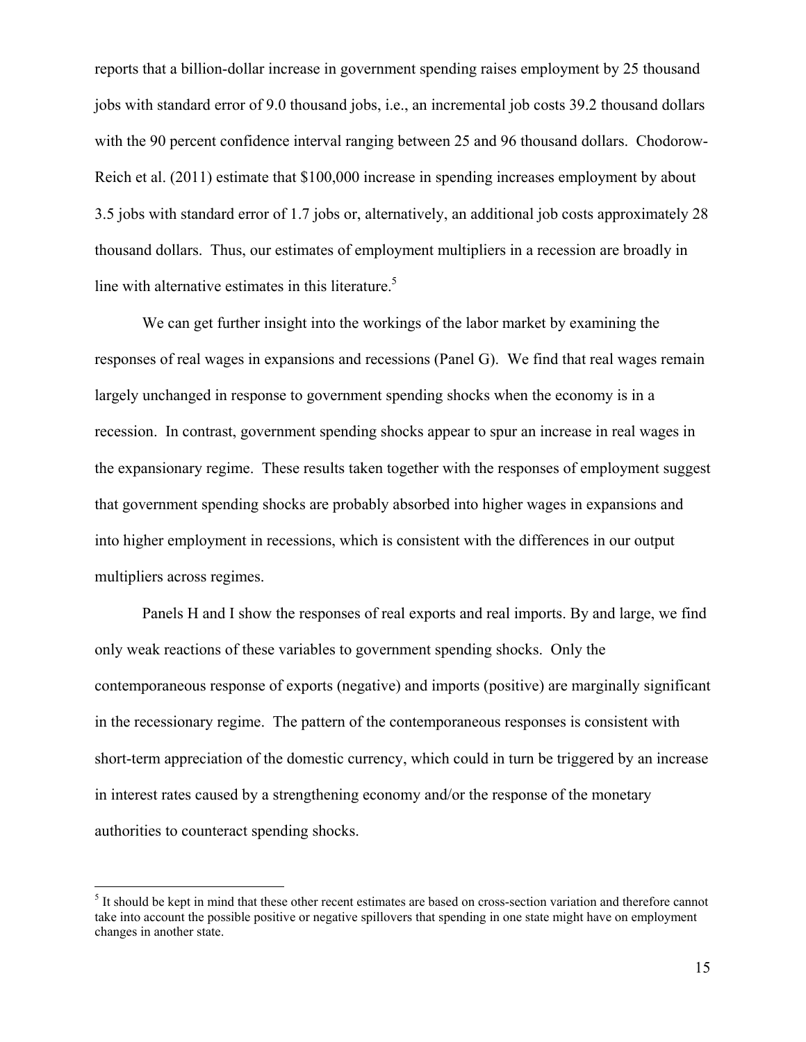reports that a billion-dollar increase in government spending raises employment by 25 thousand jobs with standard error of 9.0 thousand jobs, i.e., an incremental job costs 39.2 thousand dollars with the 90 percent confidence interval ranging between 25 and 96 thousand dollars. Chodorow-Reich et al. (2011) estimate that $100,000 increase in spending increases employment by about 3.5 jobs with standard error of 1.7 jobs or, alternatively, an additional job costs approximately 28 thousand dollars. Thus, our estimates of employment multipliers in a recession are broadly in line with alternative estimates in this literature.[5]

We can get further insight into the workings of the labor market by examining the responses of real wages in expansions and recessions (Panel G). We find that real wages remain largely unchanged in response to government spending shocks when the economy is in a recession. In contrast, government spending shocks appear to spur an increase in real wages in the expansionary regime. These results taken together with the responses of employment suggest that government spending shocks are probably absorbed into higher wages in expansions and into higher employment in recessions, which is consistent with the differences in our output multipliers across regimes.

Panels H and I show the responses of real exports and real imports. By and large, we find only weak reactions of these variables to government spending shocks. Only the contemporaneous response of exports (negative) and imports (positive) are marginally significant in the recessionary regime. The pattern of the contemporaneous responses is consistent with short-term appreciation of the domestic currency, which could in turn be triggered by an increase in interest rates caused by a strengthening economy and/or the response of the monetary authorities to counteract spending shocks.

[5] It should be kept in mind that these other recent estimates are based on cross-section variation and therefore cannot take into account the possible positive or negative spillovers that spending in one state might have on employment changes in another state.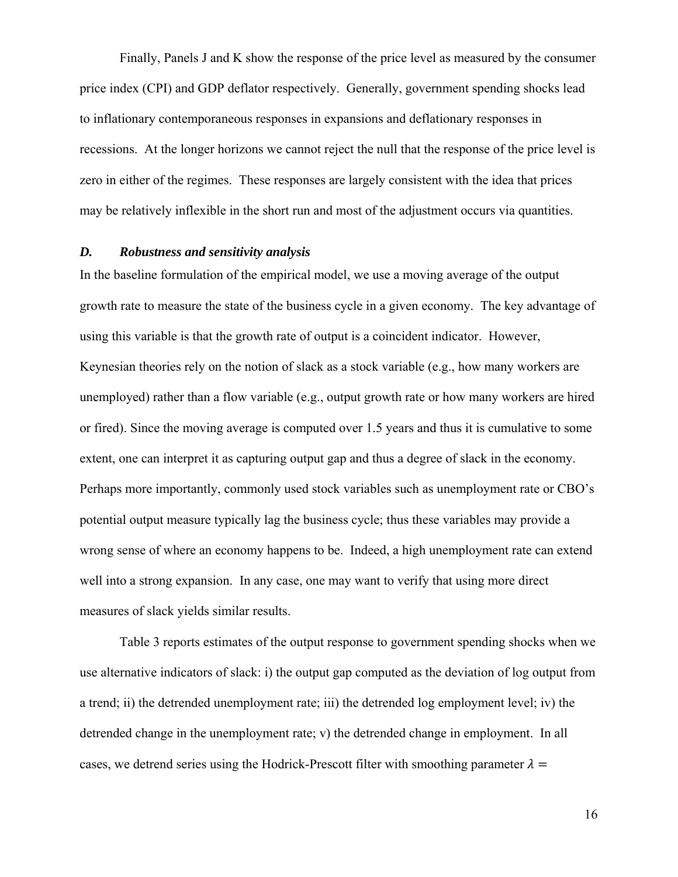Finally, Panels J and K show the response of the price level as measured by the consumer price index (CPI) and GDP deflator respectively. Generally, government spending shocks lead to inflationary contemporaneous responses in expansions and deflationary responses in recessions. At the longer horizons we cannot reject the null that the response of the price level is zero in either of the regimes. These responses are largely consistent with the idea that prices may be relatively inflexible in the short run and most of the adjustment occurs via quantities.

### *D. Robustness and sensitivity analysis*

In the baseline formulation of the empirical model, we use a moving average of the output growth rate to measure the state of the business cycle in a given economy. The key advantage of using this variable is that the growth rate of output is a coincident indicator. However, Keynesian theories rely on the notion of slack as a stock variable (e.g., how many workers are unemployed) rather than a flow variable (e.g., output growth rate or how many workers are hired or fired). Since the moving average is computed over 1.5 years and thus it is cumulative to some extent, one can interpret it as capturing output gap and thus a degree of slack in the economy. Perhaps more importantly, commonly used stock variables such as unemployment rate or CBO's potential output measure typically lag the business cycle; thus these variables may provide a wrong sense of where an economy happens to be. Indeed, a high unemployment rate can extend well into a strong expansion. In any case, one may want to verify that using more direct measures of slack yields similar results.

Table 3 reports estimates of the output response to government spending shocks when we use alternative indicators of slack: i) the output gap computed as the deviation of log output from a trend; ii) the detrended unemployment rate; iii) the detrended log employment level; iv) the detrended change in the unemployment rate; v) the detrended change in employment. In all cases, we detrend series using the Hodrick-Prescott filter with smoothing parameter $\lambda =$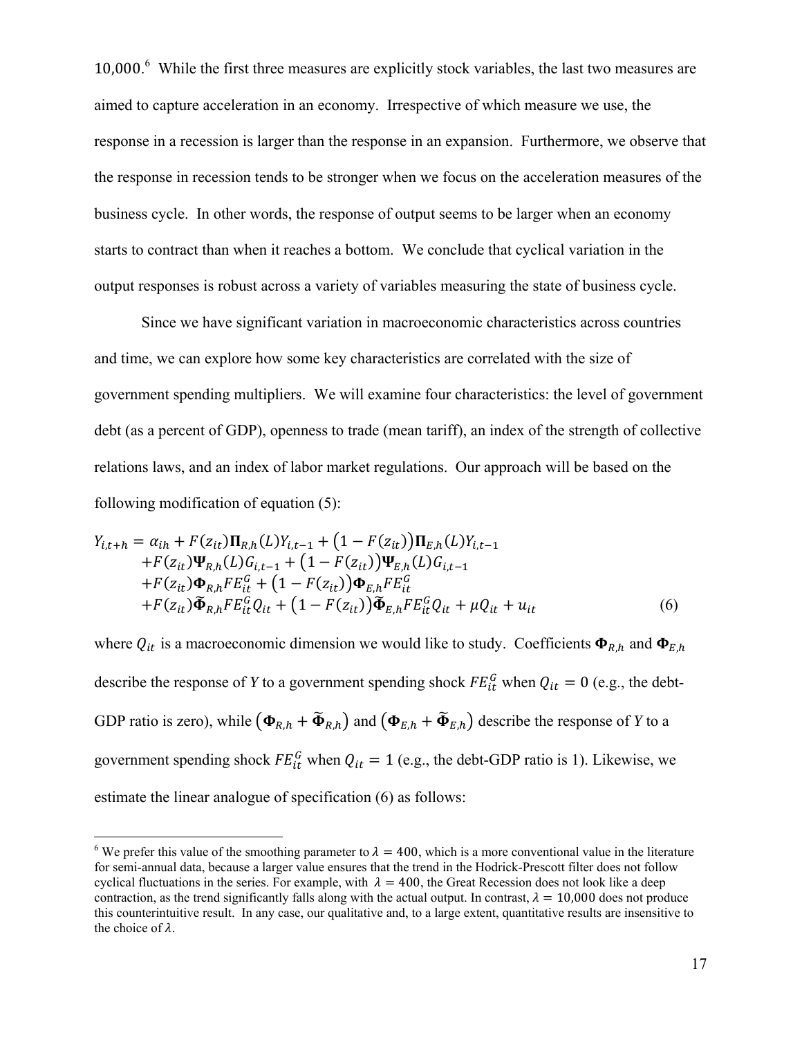10,000.[6] While the first three measures are explicitly stock variables, the last two measures are aimed to capture acceleration in an economy. Irrespective of which measure we use, the response in a recession is larger than the response in an expansion. Furthermore, we observe that the response in recession tends to be stronger when we focus on the acceleration measures of the business cycle. In other words, the response of output seems to be larger when an economy starts to contract than when it reaches a bottom. We conclude that cyclical variation in the output responses is robust across a variety of variables measuring the state of business cycle.

Since we have significant variation in macroeconomic characteristics across countries and time, we can explore how some key characteristics are correlated with the size of government spending multipliers. We will examine four characteristics: the level of government debt (as a percent of GDP), openness to trade (mean tariff), an index of the strength of collective relations laws, and an index of labor market regulations. Our approach will be based on the following modification of equation (5):

$$
\begin{aligned}
Y_{i,t+h} = \alpha_{ih} &+ F(z_{it})\mathbf{\Pi}_{R,h}(L)Y_{i,t-1} + \big(1 - F(z_{it})\big)\mathbf{\Pi}_{E,h}(L)Y_{i,t-1} \\
&+ F(z_{it})\mathbf{\Psi}_{R,h}(L)G_{i,t-1} + \big(1 - F(z_{it})\big)\mathbf{\Psi}_{E,h}(L)G_{i,t-1} \\
&+ F(z_{it})\mathbf{\Phi}_{R,h}FE_{it}^{G} + \big(1 - F(z_{it})\big)\mathbf{\Phi}_{E,h}FE_{it}^{G} \\
&+ F(z_{it})\widetilde{\mathbf{\Phi}}_{R,h}FE_{it}^{G}Q_{it} + \big(1 - F(z_{it})\big)\widetilde{\mathbf{\Phi}}_{E,h}FE_{it}^{G}Q_{it} + \mu Q_{it} + u_{it}
\end{aligned}
\tag{6}
$$

where $Q_{it}$ is a macroeconomic dimension we would like to study. Coefficients $\mathbf{\Phi}_{R,h}$ and $\mathbf{\Phi}_{E,h}$ describe the response of *Y* to a government spending shock $FE_{it}^{G}$ when $Q_{it} = 0$ (e.g., the debt-GDP ratio is zero), while $\big(\mathbf{\Phi}_{R,h} + \widetilde{\mathbf{\Phi}}_{R,h}\big)$ and $\big(\mathbf{\Phi}_{E,h} + \widetilde{\mathbf{\Phi}}_{E,h}\big)$ describe the response of *Y* to a government spending shock $FE_{it}^{G}$ when $Q_{it} = 1$ (e.g., the debt-GDP ratio is 1). Likewise, we estimate the linear analogue of specification (6) as follows:

---

[6] We prefer this value of the smoothing parameter to $\lambda = 400$, which is a more conventional value in the literature for semi-annual data, because a larger value ensures that the trend in the Hodrick-Prescott filter does not follow cyclical fluctuations in the series. For example, with $\lambda = 400$, the Great Recession does not look like a deep contraction, as the trend significantly falls along with the actual output. In contrast, $\lambda = 10{,}000$ does not produce this counterintuitive result. In any case, our qualitative and, to a large extent, quantitative results are insensitive to the choice of $\lambda$.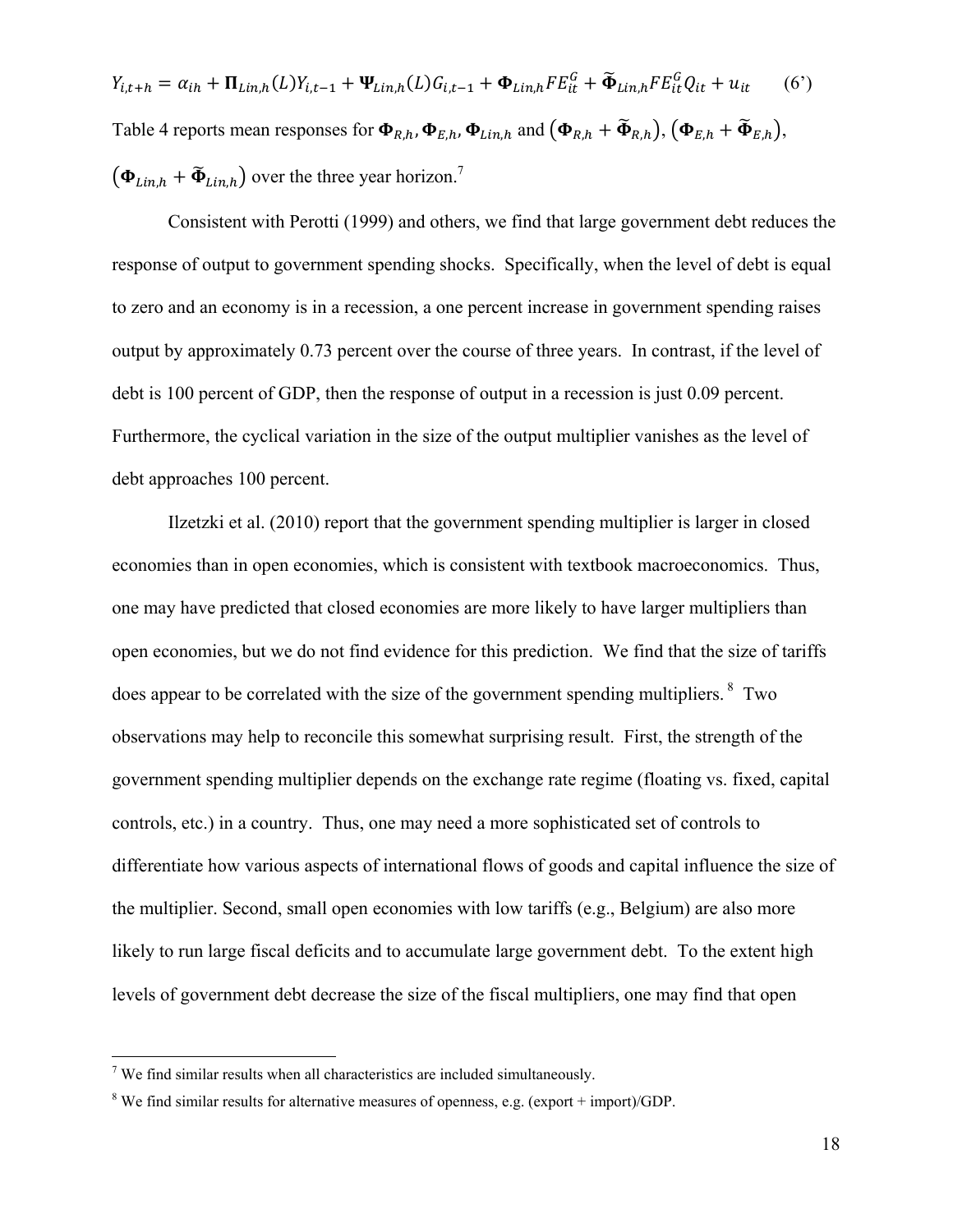$$Y_{i,t+h} = \alpha_{ih} + \mathbf{\Pi}_{Lin,h}(L)Y_{i,t-1} + \mathbf{\Psi}_{Lin,h}(L)G_{i,t-1} + \mathbf{\Phi}_{Lin,h}FE_{it}^{G} + \widetilde{\mathbf{\Phi}}_{Lin,h}FE_{it}^{G}Q_{it} + u_{it} \qquad (6')$$

Table 4 reports mean responses for $\mathbf{\Phi}_{R,h}, \mathbf{\Phi}_{E,h}, \mathbf{\Phi}_{Lin,h}$ and $(\mathbf{\Phi}_{R,h} + \widetilde{\mathbf{\Phi}}_{R,h})$, $(\mathbf{\Phi}_{E,h} + \widetilde{\mathbf{\Phi}}_{E,h})$, $(\mathbf{\Phi}_{Lin,h} + \widetilde{\mathbf{\Phi}}_{Lin,h})$ over the three year horizon.[7]

Consistent with Perotti (1999) and others, we find that large government debt reduces the response of output to government spending shocks. Specifically, when the level of debt is equal to zero and an economy is in a recession, a one percent increase in government spending raises output by approximately 0.73 percent over the course of three years. In contrast, if the level of debt is 100 percent of GDP, then the response of output in a recession is just 0.09 percent. Furthermore, the cyclical variation in the size of the output multiplier vanishes as the level of debt approaches 100 percent.

Ilzetzki et al. (2010) report that the government spending multiplier is larger in closed economies than in open economies, which is consistent with textbook macroeconomics. Thus, one may have predicted that closed economies are more likely to have larger multipliers than open economies, but we do not find evidence for this prediction. We find that the size of tariffs does appear to be correlated with the size of the government spending multipliers.[8] Two observations may help to reconcile this somewhat surprising result. First, the strength of the government spending multiplier depends on the exchange rate regime (floating vs. fixed, capital controls, etc.) in a country. Thus, one may need a more sophisticated set of controls to differentiate how various aspects of international flows of goods and capital influence the size of the multiplier. Second, small open economies with low tariffs (e.g., Belgium) are also more likely to run large fiscal deficits and to accumulate large government debt. To the extent high levels of government debt decrease the size of the fiscal multipliers, one may find that open

[7] We find similar results when all characteristics are included simultaneously.

[8] We find similar results for alternative measures of openness, e.g. (export + import)/GDP.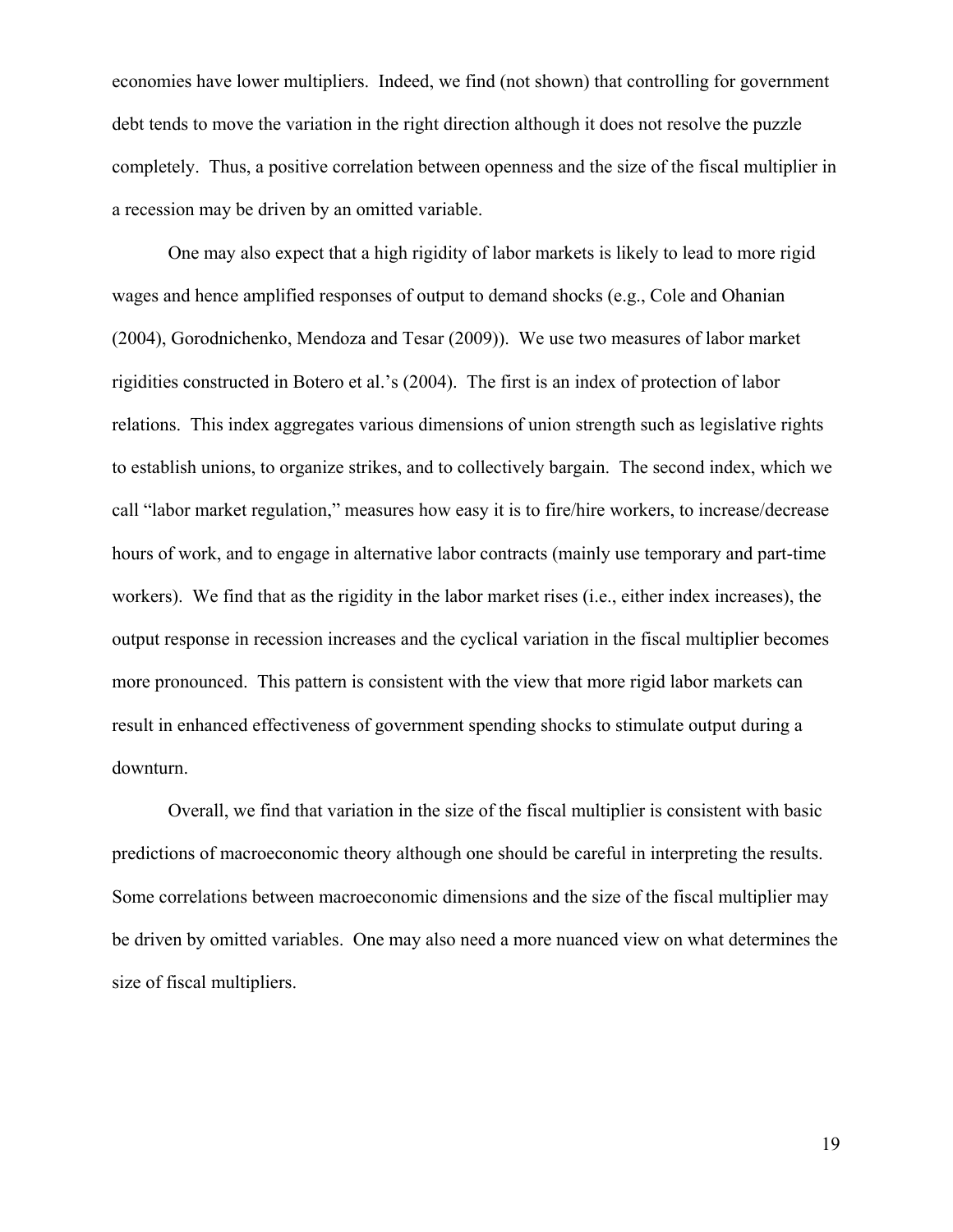economies have lower multipliers. Indeed, we find (not shown) that controlling for government debt tends to move the variation in the right direction although it does not resolve the puzzle completely. Thus, a positive correlation between openness and the size of the fiscal multiplier in a recession may be driven by an omitted variable.

One may also expect that a high rigidity of labor markets is likely to lead to more rigid wages and hence amplified responses of output to demand shocks (e.g., Cole and Ohanian (2004), Gorodnichenko, Mendoza and Tesar (2009)). We use two measures of labor market rigidities constructed in Botero et al.'s (2004). The first is an index of protection of labor relations. This index aggregates various dimensions of union strength such as legislative rights to establish unions, to organize strikes, and to collectively bargain. The second index, which we call "labor market regulation," measures how easy it is to fire/hire workers, to increase/decrease hours of work, and to engage in alternative labor contracts (mainly use temporary and part-time workers). We find that as the rigidity in the labor market rises (i.e., either index increases), the output response in recession increases and the cyclical variation in the fiscal multiplier becomes more pronounced. This pattern is consistent with the view that more rigid labor markets can result in enhanced effectiveness of government spending shocks to stimulate output during a downturn.

Overall, we find that variation in the size of the fiscal multiplier is consistent with basic predictions of macroeconomic theory although one should be careful in interpreting the results. Some correlations between macroeconomic dimensions and the size of the fiscal multiplier may be driven by omitted variables. One may also need a more nuanced view on what determines the size of fiscal multipliers.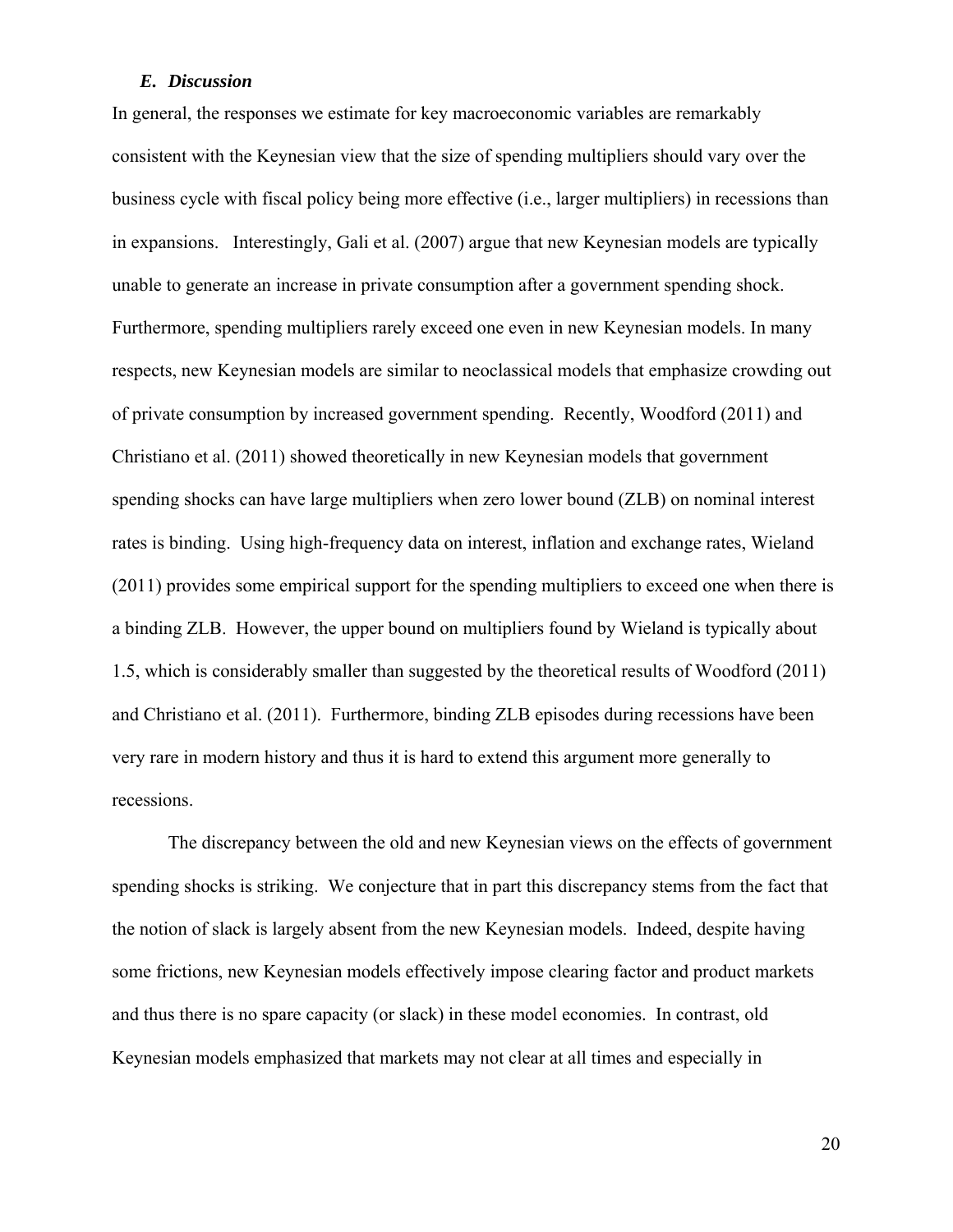### *E. Discussion*

In general, the responses we estimate for key macroeconomic variables are remarkably consistent with the Keynesian view that the size of spending multipliers should vary over the business cycle with fiscal policy being more effective (i.e., larger multipliers) in recessions than in expansions. Interestingly, Gali et al. (2007) argue that new Keynesian models are typically unable to generate an increase in private consumption after a government spending shock. Furthermore, spending multipliers rarely exceed one even in new Keynesian models. In many respects, new Keynesian models are similar to neoclassical models that emphasize crowding out of private consumption by increased government spending. Recently, Woodford (2011) and Christiano et al. (2011) showed theoretically in new Keynesian models that government spending shocks can have large multipliers when zero lower bound (ZLB) on nominal interest rates is binding. Using high-frequency data on interest, inflation and exchange rates, Wieland (2011) provides some empirical support for the spending multipliers to exceed one when there is a binding ZLB. However, the upper bound on multipliers found by Wieland is typically about 1.5, which is considerably smaller than suggested by the theoretical results of Woodford (2011) and Christiano et al. (2011). Furthermore, binding ZLB episodes during recessions have been very rare in modern history and thus it is hard to extend this argument more generally to recessions.

The discrepancy between the old and new Keynesian views on the effects of government spending shocks is striking. We conjecture that in part this discrepancy stems from the fact that the notion of slack is largely absent from the new Keynesian models. Indeed, despite having some frictions, new Keynesian models effectively impose clearing factor and product markets and thus there is no spare capacity (or slack) in these model economies. In contrast, old Keynesian models emphasized that markets may not clear at all times and especially in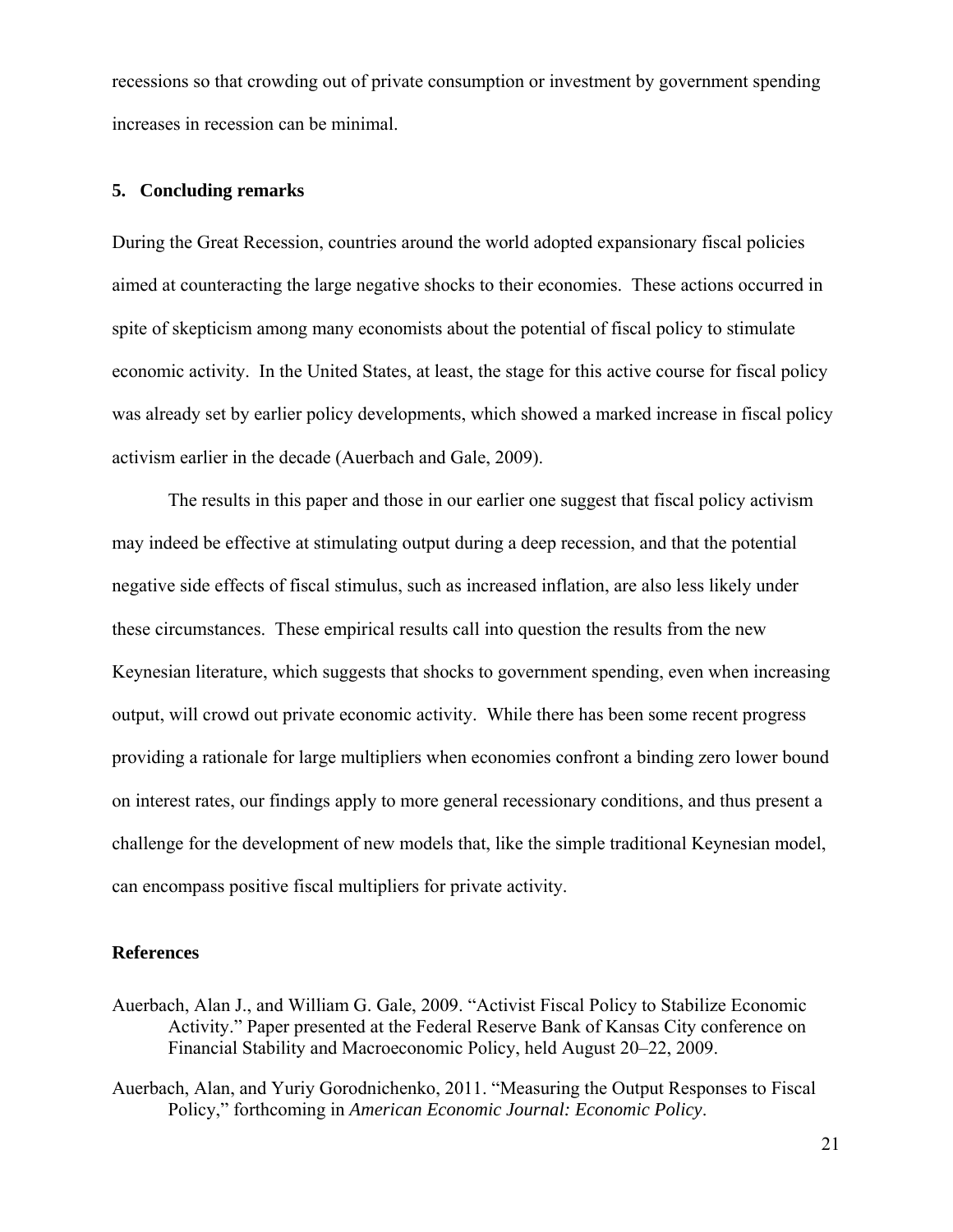recessions so that crowding out of private consumption or investment by government spending increases in recession can be minimal.

## 5. Concluding remarks

During the Great Recession, countries around the world adopted expansionary fiscal policies aimed at counteracting the large negative shocks to their economies. These actions occurred in spite of skepticism among many economists about the potential of fiscal policy to stimulate economic activity. In the United States, at least, the stage for this active course for fiscal policy was already set by earlier policy developments, which showed a marked increase in fiscal policy activism earlier in the decade (Auerbach and Gale, 2009).

The results in this paper and those in our earlier one suggest that fiscal policy activism may indeed be effective at stimulating output during a deep recession, and that the potential negative side effects of fiscal stimulus, such as increased inflation, are also less likely under these circumstances. These empirical results call into question the results from the new Keynesian literature, which suggests that shocks to government spending, even when increasing output, will crowd out private economic activity. While there has been some recent progress providing a rationale for large multipliers when economies confront a binding zero lower bound on interest rates, our findings apply to more general recessionary conditions, and thus present a challenge for the development of new models that, like the simple traditional Keynesian model, can encompass positive fiscal multipliers for private activity.

## References

Auerbach, Alan J., and William G. Gale, 2009. "Activist Fiscal Policy to Stabilize Economic Activity." Paper presented at the Federal Reserve Bank of Kansas City conference on Financial Stability and Macroeconomic Policy, held August 20–22, 2009.

Auerbach, Alan, and Yuriy Gorodnichenko, 2011. "Measuring the Output Responses to Fiscal Policy," forthcoming in *American Economic Journal: Economic Policy*.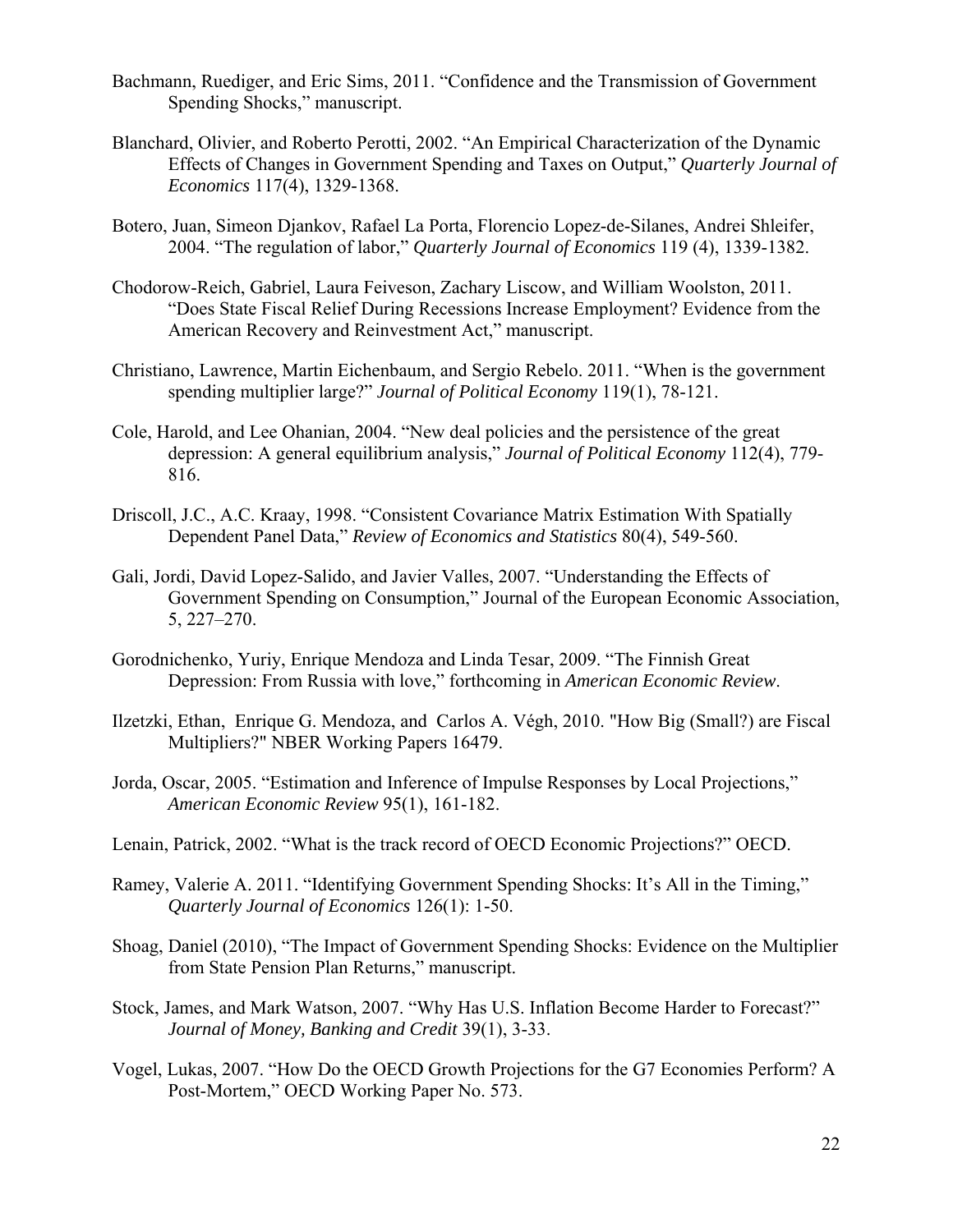Bachmann, Ruediger, and Eric Sims, 2011. "Confidence and the Transmission of Government Spending Shocks," manuscript.

Blanchard, Olivier, and Roberto Perotti, 2002. "An Empirical Characterization of the Dynamic Effects of Changes in Government Spending and Taxes on Output," *Quarterly Journal of Economics* 117(4), 1329-1368.

Botero, Juan, Simeon Djankov, Rafael La Porta, Florencio Lopez-de-Silanes, Andrei Shleifer, 2004. "The regulation of labor," *Quarterly Journal of Economics* 119 (4), 1339-1382.

Chodorow-Reich, Gabriel, Laura Feiveson, Zachary Liscow, and William Woolston, 2011. "Does State Fiscal Relief During Recessions Increase Employment? Evidence from the American Recovery and Reinvestment Act," manuscript.

Christiano, Lawrence, Martin Eichenbaum, and Sergio Rebelo. 2011. "When is the government spending multiplier large?" *Journal of Political Economy* 119(1), 78-121.

Cole, Harold, and Lee Ohanian, 2004. "New deal policies and the persistence of the great depression: A general equilibrium analysis," *Journal of Political Economy* 112(4), 779-816.

Driscoll, J.C., A.C. Kraay, 1998. "Consistent Covariance Matrix Estimation With Spatially Dependent Panel Data," *Review of Economics and Statistics* 80(4), 549-560.

Gali, Jordi, David Lopez-Salido, and Javier Valles, 2007. "Understanding the Effects of Government Spending on Consumption," Journal of the European Economic Association, 5, 227–270.

Gorodnichenko, Yuriy, Enrique Mendoza and Linda Tesar, 2009. "The Finnish Great Depression: From Russia with love," forthcoming in *American Economic Review*.

Ilzetzki, Ethan, Enrique G. Mendoza, and Carlos A. Végh, 2010. "How Big (Small?) are Fiscal Multipliers?" NBER Working Papers 16479.

Jorda, Oscar, 2005. "Estimation and Inference of Impulse Responses by Local Projections," *American Economic Review* 95(1), 161-182.

Lenain, Patrick, 2002. "What is the track record of OECD Economic Projections?" OECD.

Ramey, Valerie A. 2011. "Identifying Government Spending Shocks: It's All in the Timing," *Quarterly Journal of Economics* 126(1): 1-50.

Shoag, Daniel (2010), "The Impact of Government Spending Shocks: Evidence on the Multiplier from State Pension Plan Returns," manuscript.

Stock, James, and Mark Watson, 2007. "Why Has U.S. Inflation Become Harder to Forecast?" *Journal of Money, Banking and Credit* 39(1), 3-33.

Vogel, Lukas, 2007. "How Do the OECD Growth Projections for the G7 Economies Perform? A Post-Mortem," OECD Working Paper No. 573.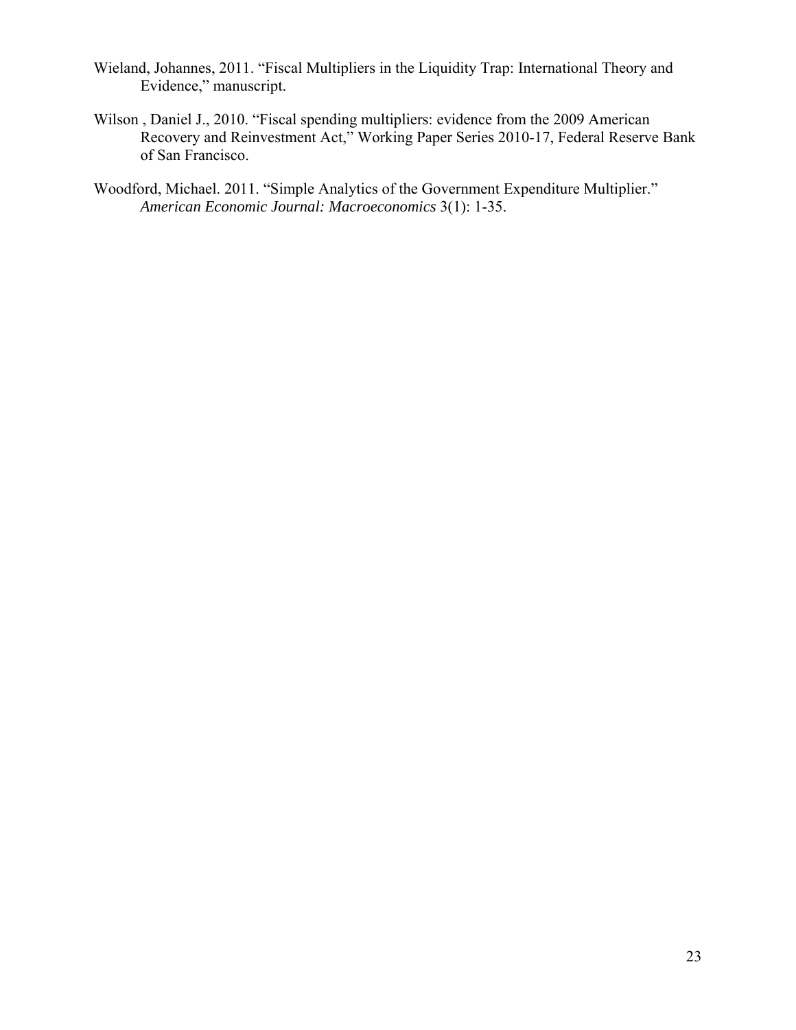Wieland, Johannes, 2011. "Fiscal Multipliers in the Liquidity Trap: International Theory and Evidence," manuscript.

Wilson , Daniel J., 2010. "Fiscal spending multipliers: evidence from the 2009 American Recovery and Reinvestment Act," Working Paper Series 2010-17, Federal Reserve Bank of San Francisco.

Woodford, Michael. 2011. "Simple Analytics of the Government Expenditure Multiplier." *American Economic Journal: Macroeconomics* 3(1): 1-35.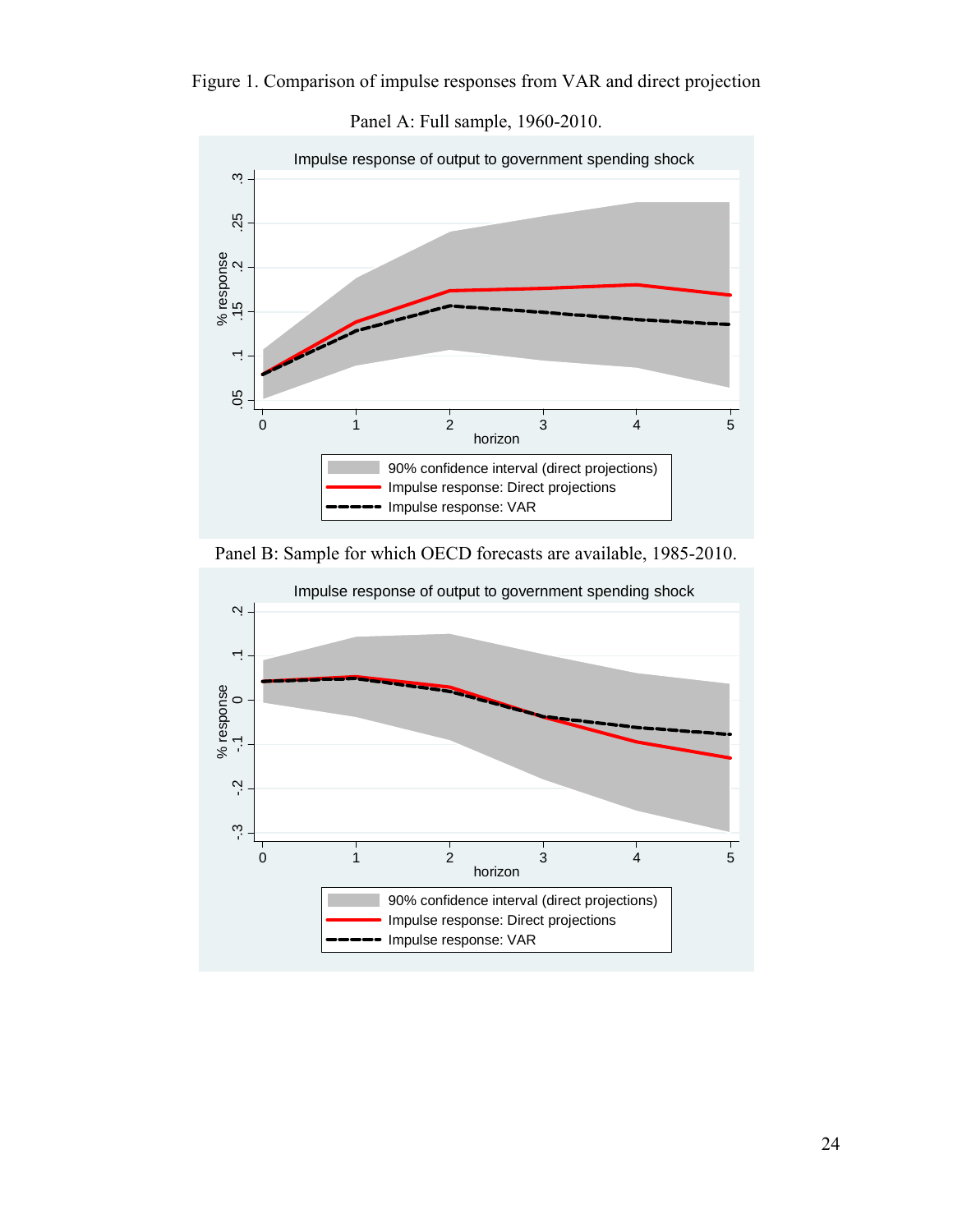Figure 1. Comparison of impulse responses from VAR and direct projection

Panel A: Full sample, 1960-2010.

Impulse response of output to government spending shock

% response

horizon

90% confidence interval (direct projections)
Impulse response: Direct projections
Impulse response: VAR

Panel B: Sample for which OECD forecasts are available, 1985-2010.

Impulse response of output to government spending shock

% response

horizon

90% confidence interval (direct projections)
Impulse response: Direct projections
Impulse response: VAR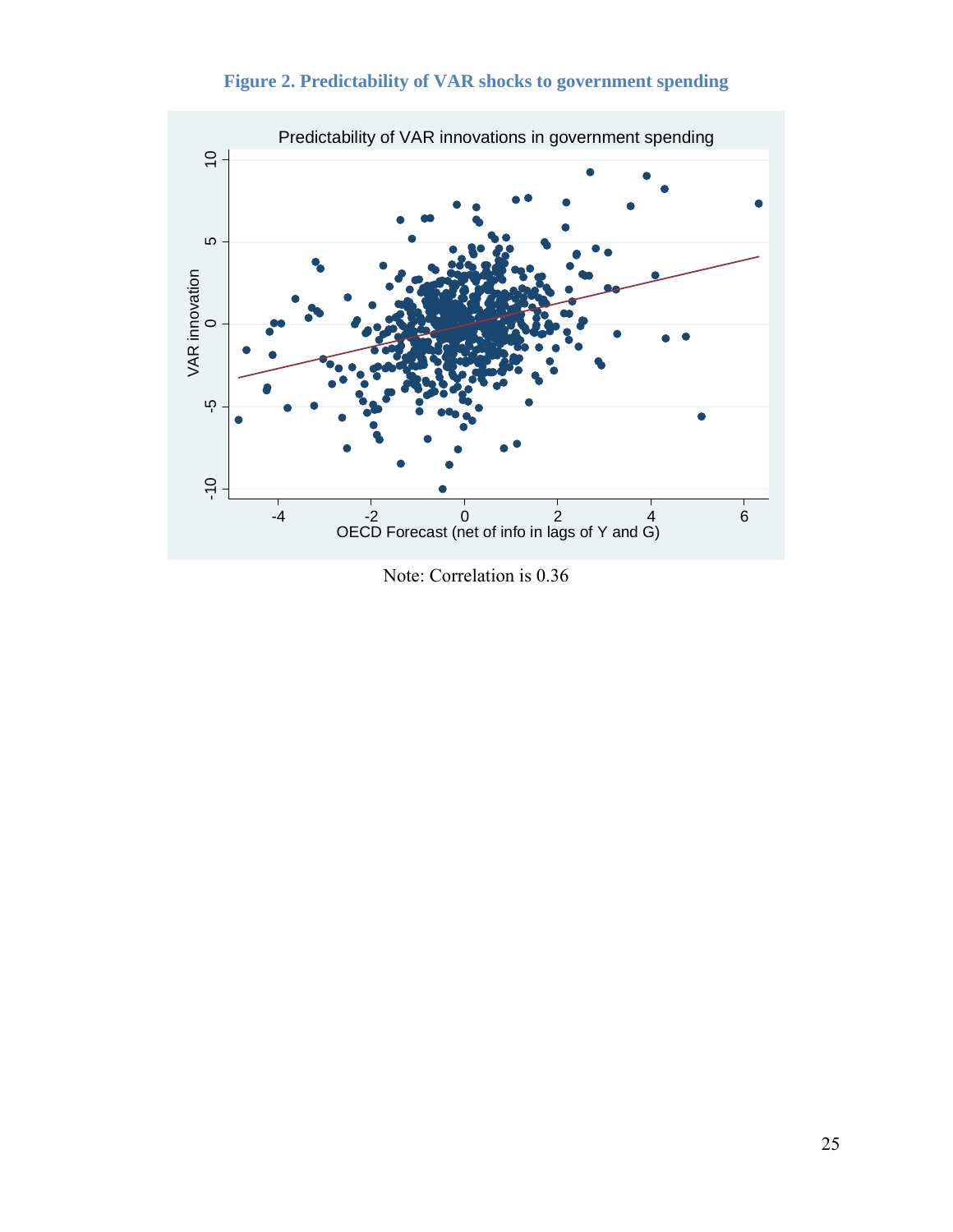**Figure 2. Predictability of VAR shocks to government spending**

Note: Correlation is 0.36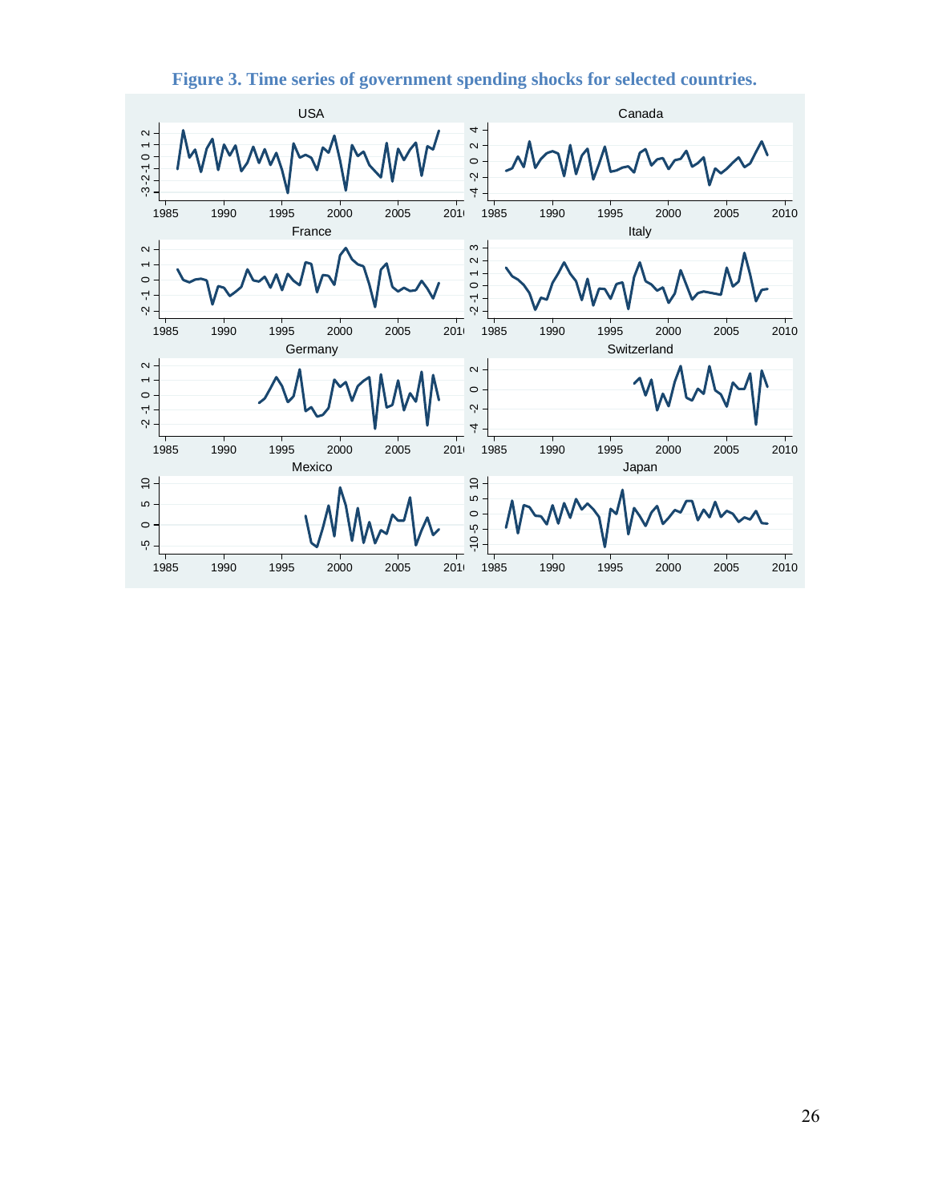**Figure 3. Time series of government spending shocks for selected countries.**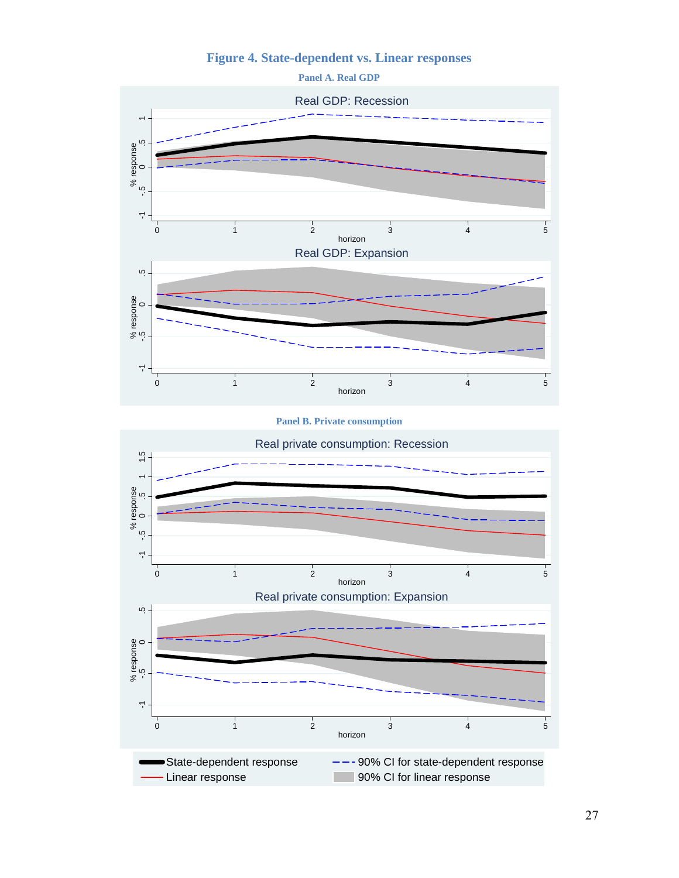# Figure 4. State-dependent vs. Linear responses

### Panel A. Real GDP

### Panel B. Private consumption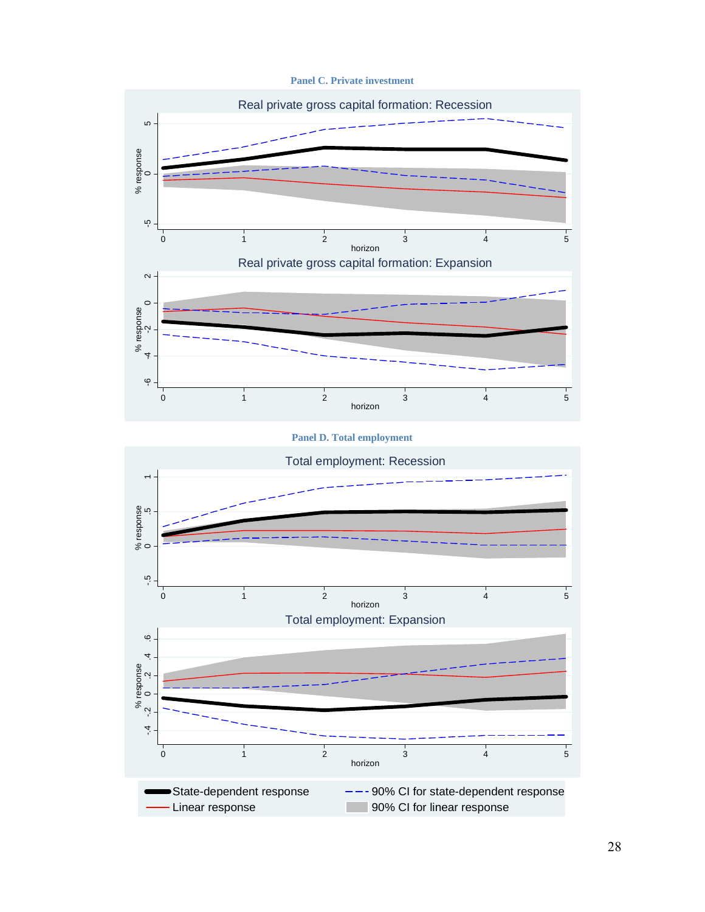Panel C. Private investment

Panel D. Total employment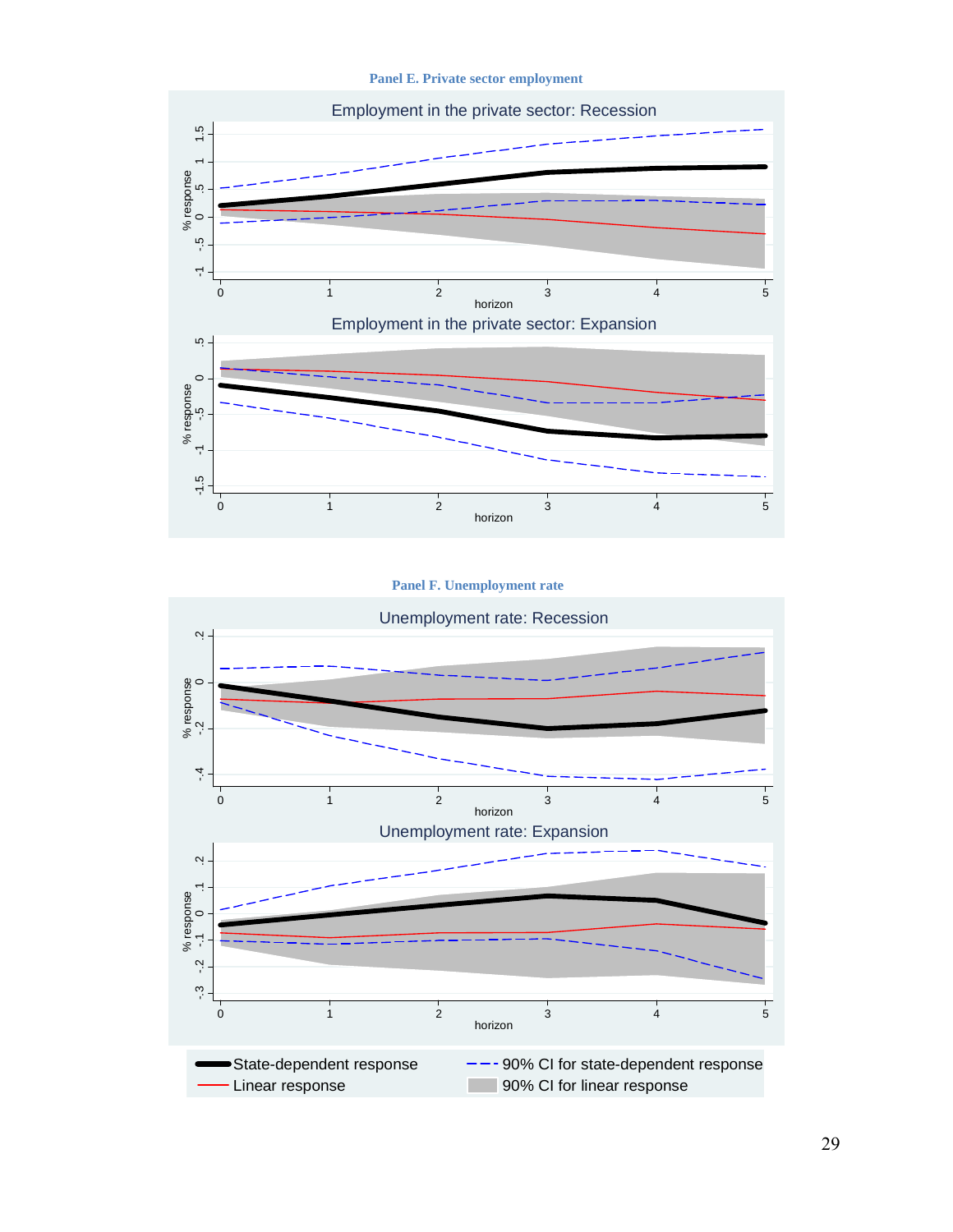**Panel E. Private sector employment**

Employment in the private sector: Recession

Employment in the private sector: Expansion

**Panel F. Unemployment rate**

Unemployment rate: Recession

Unemployment rate: Expansion

State-dependent response — 90% CI for state-dependent response — Linear response — 90% CI for linear response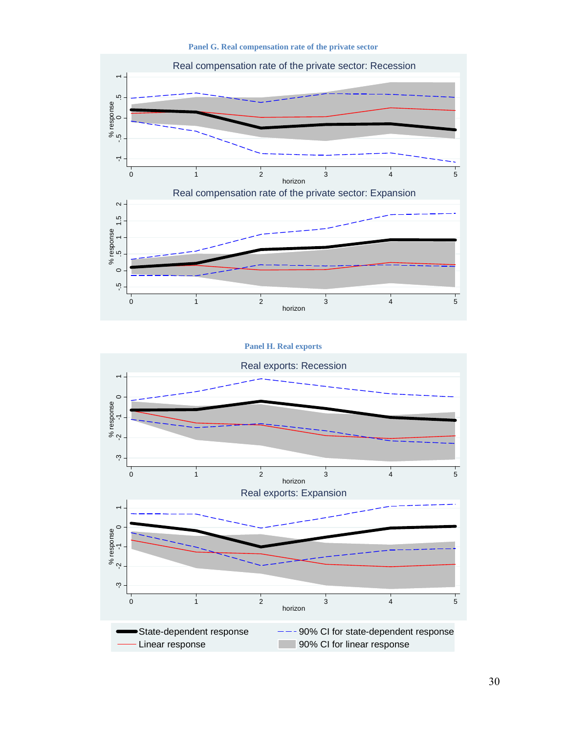**Panel G. Real compensation rate of the private sector**

Real compensation rate of the private sector: Recession

Real compensation rate of the private sector: Expansion

**Panel H. Real exports**

Real exports: Recession

Real exports: Expansion

State-dependent response — 90% CI for state-dependent response — Linear response — 90% CI for linear response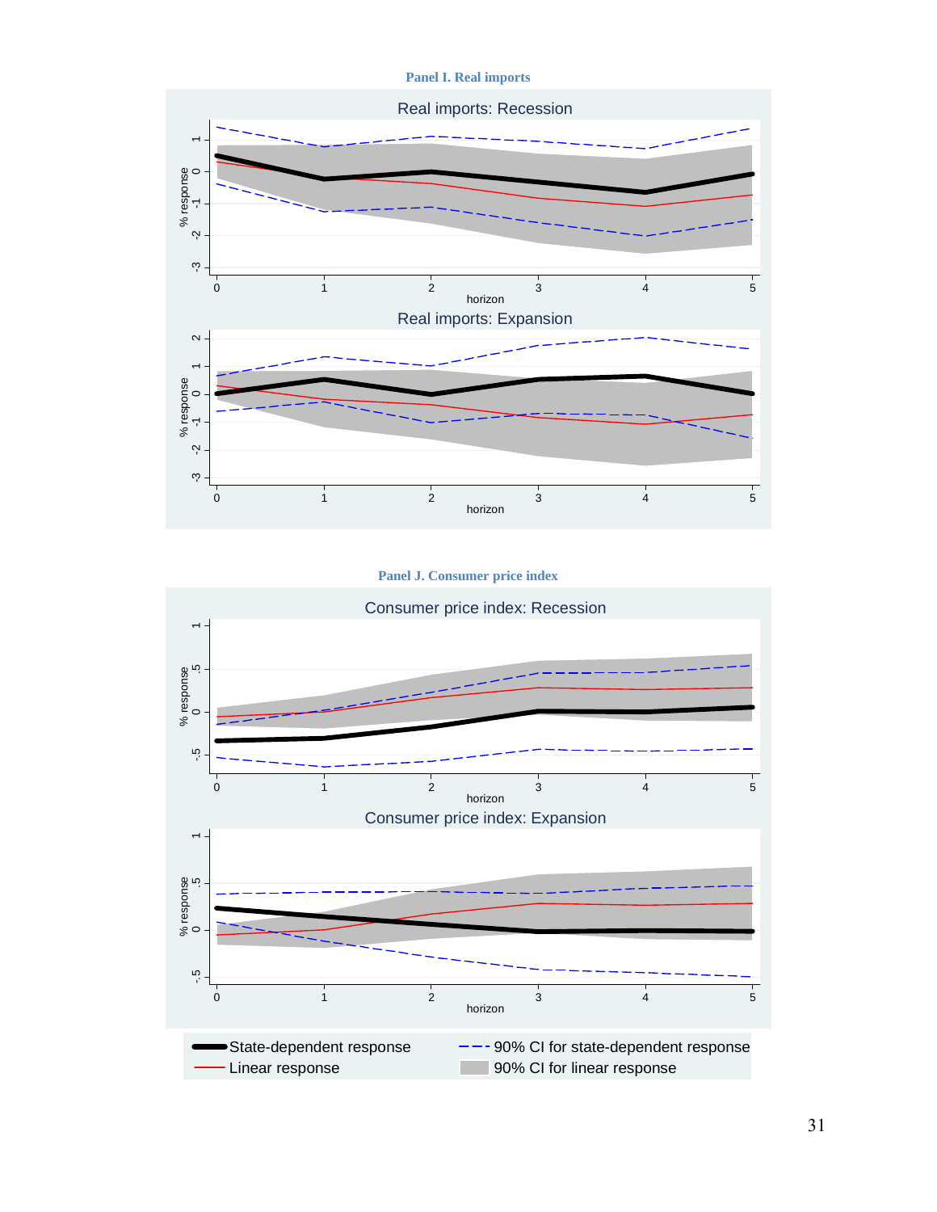**Panel I. Real imports**

**Panel J. Consumer price index**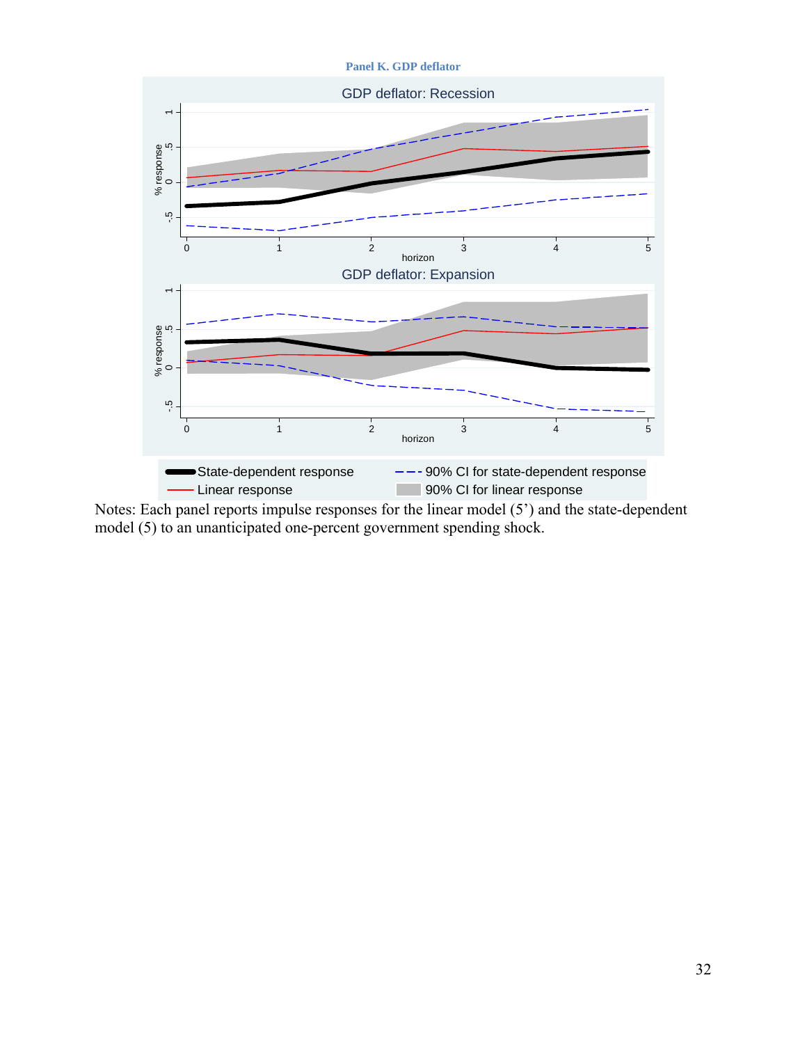**Panel K. GDP deflator**

GDP deflator: Recession

GDP deflator: Expansion

State-dependent response — 90% CI for state-dependent response — Linear response — 90% CI for linear response

Notes: Each panel reports impulse responses for the linear model (5') and the state-dependent model (5) to an unanticipated one-percent government spending shock.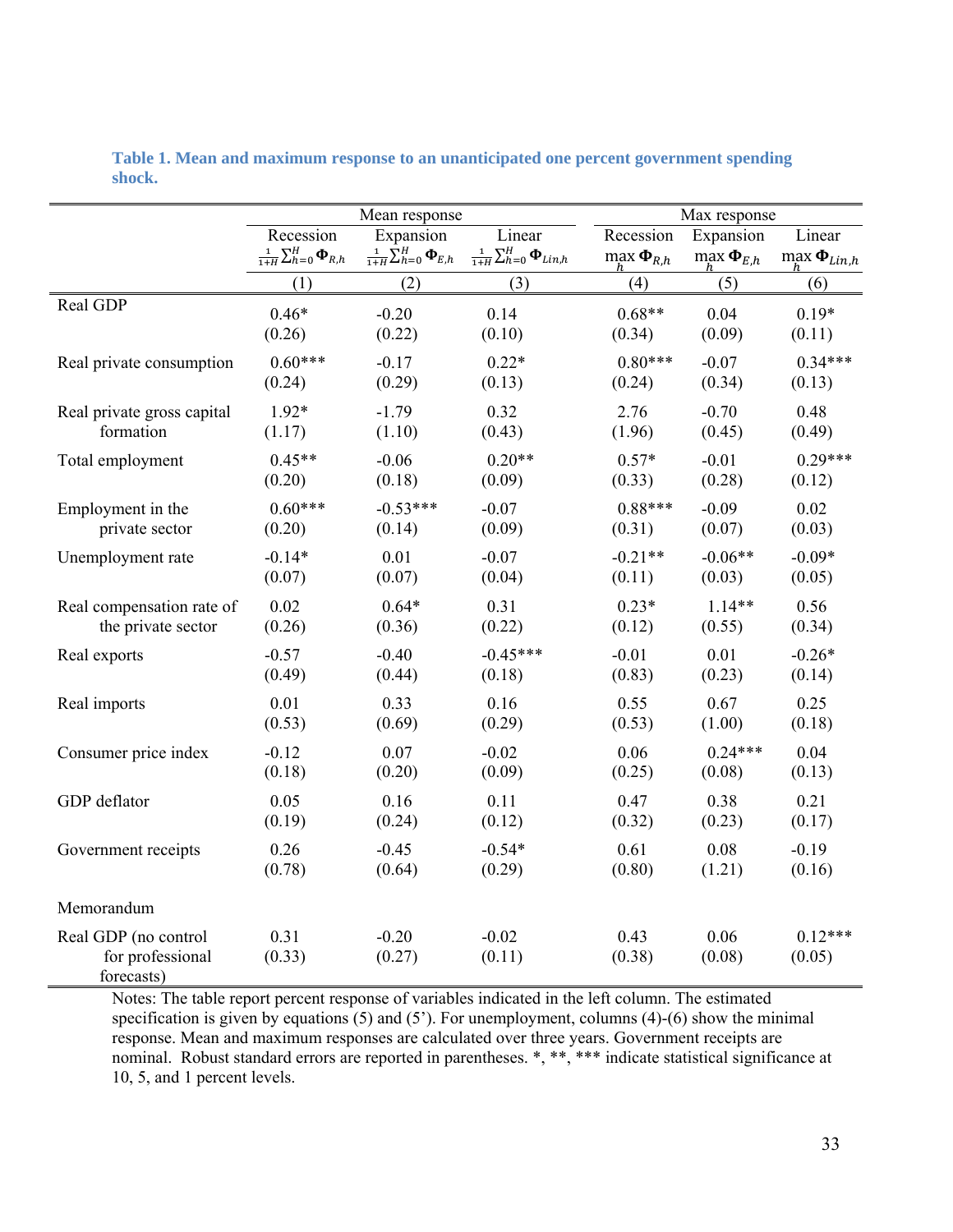**Table 1. Mean and maximum response to an unanticipated one percent government spending shock.**

| | Mean response | | | Max response | | |
|---|---|---|---|---|---|---|
| | Recession $\frac{1}{1+H}\sum_{h=0}^{H}\mathbf{\Phi}_{R,h}$ | Expansion $\frac{1}{1+H}\sum_{h=0}^{H}\mathbf{\Phi}_{E,h}$ | Linear $\frac{1}{1+H}\sum_{h=0}^{H}\mathbf{\Phi}_{Lin,h}$ | Recession $\max_h \mathbf{\Phi}_{R,h}$ | Expansion $\max_h \mathbf{\Phi}_{E,h}$ | Linear $\max_h \mathbf{\Phi}_{Lin,h}$ |
| | (1) | (2) | (3) | (4) | (5) | (6) |
| Real GDP | 0.46* | -0.20 | 0.14 | 0.68** | 0.04 | 0.19* |
| | (0.26) | (0.22) | (0.10) | (0.34) | (0.09) | (0.11) |
| Real private consumption | 0.60*** | -0.17 | 0.22* | 0.80*** | -0.07 | 0.34*** |
| | (0.24) | (0.29) | (0.13) | (0.24) | (0.34) | (0.13) |
| Real private gross capital formation | 1.92* | -1.79 | 0.32 | 2.76 | -0.70 | 0.48 |
| | (1.17) | (1.10) | (0.43) | (1.96) | (0.45) | (0.49) |
| Total employment | 0.45** | -0.06 | 0.20** | 0.57* | -0.01 | 0.29*** |
| | (0.20) | (0.18) | (0.09) | (0.33) | (0.28) | (0.12) |
| Employment in the private sector | 0.60*** | -0.53*** | -0.07 | 0.88*** | -0.09 | 0.02 |
| | (0.20) | (0.14) | (0.09) | (0.31) | (0.07) | (0.03) |
| Unemployment rate | -0.14* | 0.01 | -0.07 | -0.21** | -0.06** | -0.09* |
| | (0.07) | (0.07) | (0.04) | (0.11) | (0.03) | (0.05) |
| Real compensation rate of the private sector | 0.02 | 0.64* | 0.31 | 0.23* | 1.14** | 0.56 |
| | (0.26) | (0.36) | (0.22) | (0.12) | (0.55) | (0.34) |
| Real exports | -0.57 | -0.40 | -0.45*** | -0.01 | 0.01 | -0.26* |
| | (0.49) | (0.44) | (0.18) | (0.83) | (0.23) | (0.14) |
| Real imports | 0.01 | 0.33 | 0.16 | 0.55 | 0.67 | 0.25 |
| | (0.53) | (0.69) | (0.29) | (0.53) | (1.00) | (0.18) |
| Consumer price index | -0.12 | 0.07 | -0.02 | 0.06 | 0.24*** | 0.04 |
| | (0.18) | (0.20) | (0.09) | (0.25) | (0.08) | (0.13) |
| GDP deflator | 0.05 | 0.16 | 0.11 | 0.47 | 0.38 | 0.21 |
| | (0.19) | (0.24) | (0.12) | (0.32) | (0.23) | (0.17) |
| Government receipts | 0.26 | -0.45 | -0.54* | 0.61 | 0.08 | -0.19 |
| | (0.78) | (0.64) | (0.29) | (0.80) | (1.21) | (0.16) |
| Memorandum | | | | | | |
| Real GDP (no control for professional forecasts) | 0.31 | -0.20 | -0.02 | 0.43 | 0.06 | 0.12*** |
| | (0.33) | (0.27) | (0.11) | (0.38) | (0.08) | (0.05) |

Notes: The table report percent response of variables indicated in the left column. The estimated specification is given by equations (5) and (5'). For unemployment, columns (4)-(6) show the minimal response. Mean and maximum responses are calculated over three years. Government receipts are nominal. Robust standard errors are reported in parentheses. *, **, *** indicate statistical significance at 10, 5, and 1 percent levels.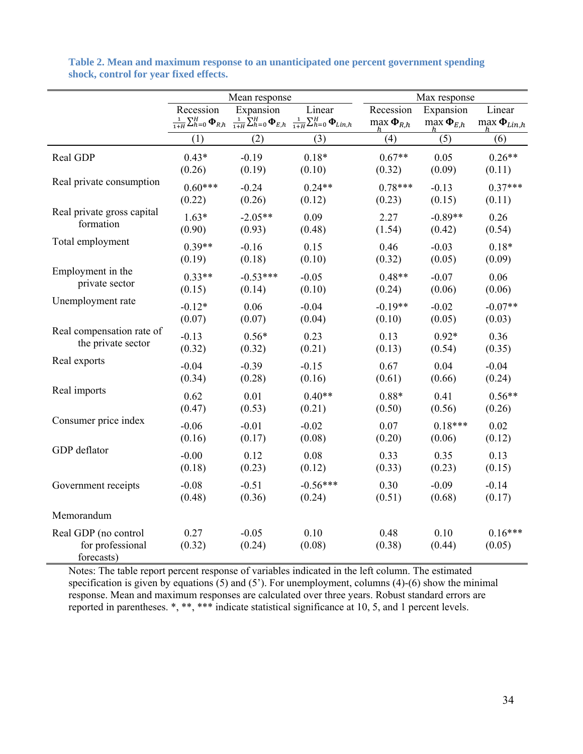**Table 2. Mean and maximum response to an unanticipated one percent government spending shock, control for year fixed effects.**

| | Mean response | | | Max response | | |
|---|---|---|---|---|---|---|
| | Recession $\frac{1}{1+H}\sum_{h=0}^{H}\mathbf{\Phi}_{R,h}$ | Expansion $\frac{1}{1+H}\sum_{h=0}^{H}\mathbf{\Phi}_{E,h}$ | Linear $\frac{1}{1+H}\sum_{h=0}^{H}\mathbf{\Phi}_{Lin,h}$ | Recession $\max_h \mathbf{\Phi}_{R,h}$ | Expansion $\max_h \mathbf{\Phi}_{E,h}$ | Linear $\max_h \mathbf{\Phi}_{Lin,h}$ |
| | (1) | (2) | (3) | (4) | (5) | (6) |
| Real GDP | 0.43* | -0.19 | 0.18* | 0.67** | 0.05 | 0.26** |
| | (0.26) | (0.19) | (0.10) | (0.32) | (0.09) | (0.11) |
| Real private consumption | 0.60*** | -0.24 | 0.24** | 0.78*** | -0.13 | 0.37*** |
| | (0.22) | (0.26) | (0.12) | (0.23) | (0.15) | (0.11) |
| Real private gross capital formation | 1.63* | -2.05** | 0.09 | 2.27 | -0.89** | 0.26 |
| | (0.90) | (0.93) | (0.48) | (1.54) | (0.42) | (0.54) |
| Total employment | 0.39** | -0.16 | 0.15 | 0.46 | -0.03 | 0.18* |
| | (0.19) | (0.18) | (0.10) | (0.32) | (0.05) | (0.09) |
| Employment in the private sector | 0.33** | -0.53*** | -0.05 | 0.48** | -0.07 | 0.06 |
| | (0.15) | (0.14) | (0.10) | (0.24) | (0.06) | (0.06) |
| Unemployment rate | -0.12* | 0.06 | -0.04 | -0.19** | -0.02 | -0.07** |
| | (0.07) | (0.07) | (0.04) | (0.10) | (0.05) | (0.03) |
| Real compensation rate of the private sector | -0.13 | 0.56* | 0.23 | 0.13 | 0.92* | 0.36 |
| | (0.32) | (0.32) | (0.21) | (0.13) | (0.54) | (0.35) |
| Real exports | -0.04 | -0.39 | -0.15 | 0.67 | 0.04 | -0.04 |
| | (0.34) | (0.28) | (0.16) | (0.61) | (0.66) | (0.24) |
| Real imports | 0.62 | 0.01 | 0.40** | 0.88* | 0.41 | 0.56** |
| | (0.47) | (0.53) | (0.21) | (0.50) | (0.56) | (0.26) |
| Consumer price index | -0.06 | -0.01 | -0.02 | 0.07 | 0.18*** | 0.02 |
| | (0.16) | (0.17) | (0.08) | (0.20) | (0.06) | (0.12) |
| GDP deflator | -0.00 | 0.12 | 0.08 | 0.33 | 0.35 | 0.13 |
| | (0.18) | (0.23) | (0.12) | (0.33) | (0.23) | (0.15) |
| Government receipts | -0.08 | -0.51 | -0.56*** | 0.30 | -0.09 | -0.14 |
| | (0.48) | (0.36) | (0.24) | (0.51) | (0.68) | (0.17) |
| Memorandum | | | | | | |
| Real GDP (no control for professional forecasts) | 0.27 | -0.05 | 0.10 | 0.48 | 0.10 | 0.16*** |
| | (0.32) | (0.24) | (0.08) | (0.38) | (0.44) | (0.05) |

Notes: The table report percent response of variables indicated in the left column. The estimated specification is given by equations (5) and (5'). For unemployment, columns (4)-(6) show the minimal response. Mean and maximum responses are calculated over three years. Robust standard errors are reported in parentheses. *, **, *** indicate statistical significance at 10, 5, and 1 percent levels.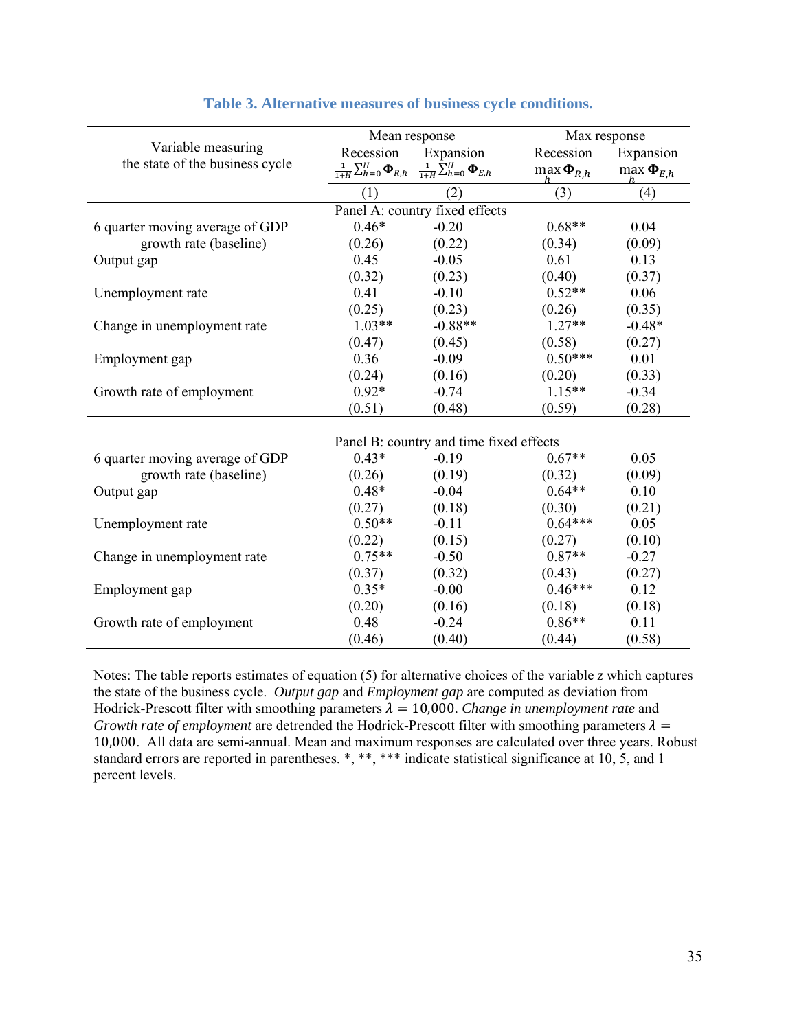# Table 3. Alternative measures of business cycle conditions.

| Variable measuring the state of the business cycle | Mean response | | Max response | |
|---|---|---|---|---|
| | Recession $\frac{1}{1+H}\sum_{h=0}^{H}\mathbf{\Phi}_{R,h}$ | Expansion $\frac{1}{1+H}\sum_{h=0}^{H}\mathbf{\Phi}_{E,h}$ | Recession $\max_{h}\mathbf{\Phi}_{R,h}$ | Expansion $\max_{h}\mathbf{\Phi}_{E,h}$ |
| | (1) | (2) | (3) | (4) |
| **Panel A: country fixed effects** | | | | |
| 6 quarter moving average of GDP growth rate (baseline) | 0.46* | -0.20 | 0.68** | 0.04 |
| | (0.26) | (0.22) | (0.34) | (0.09) |
| Output gap | 0.45 | -0.05 | 0.61 | 0.13 |
| | (0.32) | (0.23) | (0.40) | (0.37) |
| Unemployment rate | 0.41 | -0.10 | 0.52** | 0.06 |
| | (0.25) | (0.23) | (0.26) | (0.35) |
| Change in unemployment rate | 1.03** | -0.88** | 1.27** | -0.48* |
| | (0.47) | (0.45) | (0.58) | (0.27) |
| Employment gap | 0.36 | -0.09 | 0.50*** | 0.01 |
| | (0.24) | (0.16) | (0.20) | (0.33) |
| Growth rate of employment | 0.92* | -0.74 | 1.15** | -0.34 |
| | (0.51) | (0.48) | (0.59) | (0.28) |
| **Panel B: country and time fixed effects** | | | | |
| 6 quarter moving average of GDP growth rate (baseline) | 0.43* | -0.19 | 0.67** | 0.05 |
| | (0.26) | (0.19) | (0.32) | (0.09) |
| Output gap | 0.48* | -0.04 | 0.64** | 0.10 |
| | (0.27) | (0.18) | (0.30) | (0.21) |
| Unemployment rate | 0.50** | -0.11 | 0.64*** | 0.05 |
| | (0.22) | (0.15) | (0.27) | (0.10) |
| Change in unemployment rate | 0.75** | -0.50 | 0.87** | -0.27 |
| | (0.37) | (0.32) | (0.43) | (0.27) |
| Employment gap | 0.35* | -0.00 | 0.46*** | 0.12 |
| | (0.20) | (0.16) | (0.18) | (0.18) |
| Growth rate of employment | 0.48 | -0.24 | 0.86** | 0.11 |
| | (0.46) | (0.40) | (0.44) | (0.58) |

Notes: The table reports estimates of equation (5) for alternative choices of the variable *z* which captures the state of the business cycle. *Output gap* and *Employment gap* are computed as deviation from Hodrick-Prescott filter with smoothing parameters $\lambda = 10{,}000$. *Change in unemployment rate* and *Growth rate of employment* are detrended the Hodrick-Prescott filter with smoothing parameters $\lambda = 10{,}000$. All data are semi-annual. Mean and maximum responses are calculated over three years. Robust standard errors are reported in parentheses. *, **, *** indicate statistical significance at 10, 5, and 1 percent levels.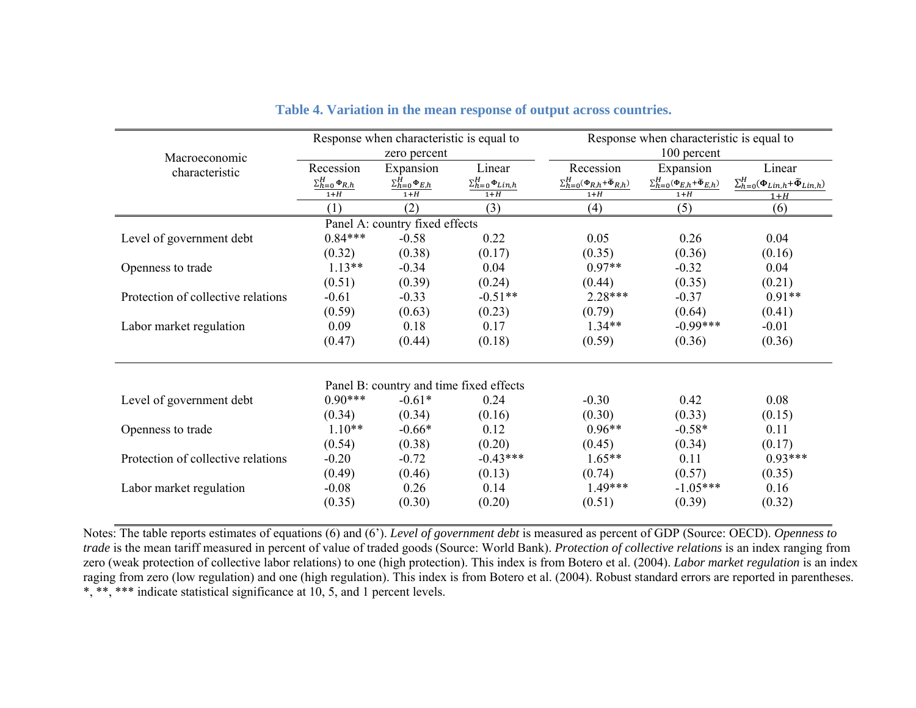**Table 4. Variation in the mean response of output across countries.**

| Macroeconomic characteristic | Response when characteristic is equal to zero percent | | | Response when characteristic is equal to 100 percent | | |
|---|---|---|---|---|---|---|
| | Recession $\frac{\sum_{h=0}^{H} \Phi_{R,h}}{1+H}$ | Expansion $\frac{\sum_{h=0}^{H} \Phi_{E,h}}{1+H}$ | Linear $\frac{\sum_{h=0}^{H} \Phi_{Lin,h}}{1+H}$ | Recession $\frac{\sum_{h=0}^{H} (\Phi_{R,h}+\tilde{\Phi}_{R,h})}{1+H}$ | Expansion $\frac{\sum_{h=0}^{H} (\Phi_{E,h}+\tilde{\Phi}_{E,h})}{1+H}$ | Linear $\frac{\sum_{h=0}^{H} (\Phi_{Lin,h}+\tilde{\Phi}_{Lin,h})}{1+H}$ |
| | (1) | (2) | (3) | (4) | (5) | (6) |
| | Panel A: country fixed effects | | | | | |
| Level of government debt | 0.84*** | -0.58 | 0.22 | 0.05 | 0.26 | 0.04 |
| | (0.32) | (0.38) | (0.17) | (0.35) | (0.36) | (0.16) |
| Openness to trade | 1.13** | -0.34 | 0.04 | 0.97** | -0.32 | 0.04 |
| | (0.51) | (0.39) | (0.24) | (0.44) | (0.35) | (0.21) |
| Protection of collective relations | -0.61 | -0.33 | -0.51** | 2.28*** | -0.37 | 0.91** |
| | (0.59) | (0.63) | (0.23) | (0.79) | (0.64) | (0.41) |
| Labor market regulation | 0.09 | 0.18 | 0.17 | 1.34** | -0.99*** | -0.01 |
| | (0.47) | (0.44) | (0.18) | (0.59) | (0.36) | (0.36) |
| | Panel B: country and time fixed effects | | | | | |
| Level of government debt | 0.90*** | -0.61* | 0.24 | -0.30 | 0.42 | 0.08 |
| | (0.34) | (0.34) | (0.16) | (0.30) | (0.33) | (0.15) |
| Openness to trade | 1.10** | -0.66* | 0.12 | 0.96** | -0.58* | 0.11 |
| | (0.54) | (0.38) | (0.20) | (0.45) | (0.34) | (0.17) |
| Protection of collective relations | -0.20 | -0.72 | -0.43*** | 1.65** | 0.11 | 0.93*** |
| | (0.49) | (0.46) | (0.13) | (0.74) | (0.57) | (0.35) |
| Labor market regulation | -0.08 | 0.26 | 0.14 | 1.49*** | -1.05*** | 0.16 |
| | (0.35) | (0.30) | (0.20) | (0.51) | (0.39) | (0.32) |

Notes: The table reports estimates of equations (6) and (6'). *Level of government debt* is measured as percent of GDP (Source: OECD). *Openness to trade* is the mean tariff measured in percent of value of traded goods (Source: World Bank). *Protection of collective relations* is an index ranging from zero (weak protection of collective labor relations) to one (high protection). This index is from Botero et al. (2004). *Labor market regulation* is an index raging from zero (low regulation) and one (high regulation). This index is from Botero et al. (2004). Robust standard errors are reported in parentheses. *, **, *** indicate statistical significance at 10, 5, and 1 percent levels.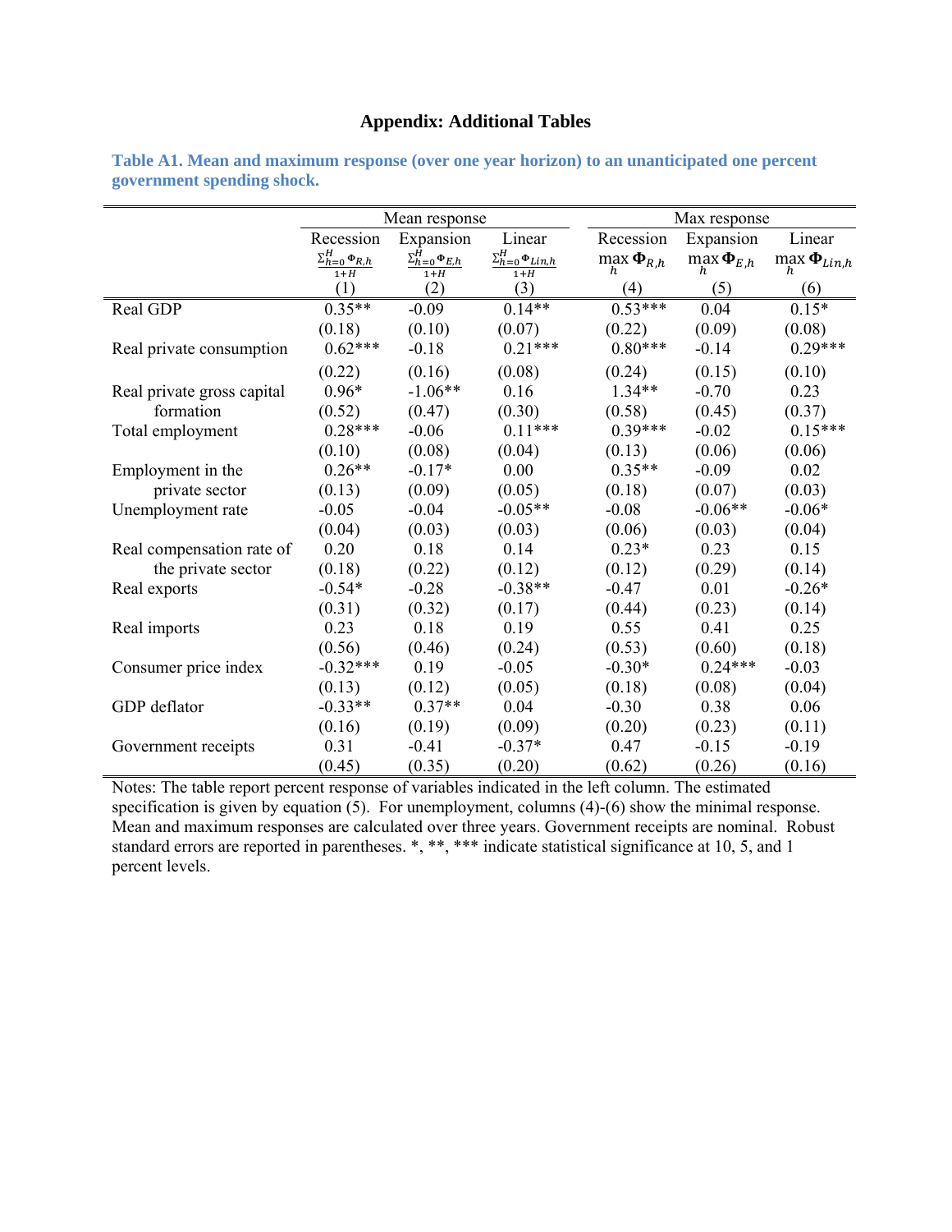# Appendix: Additional Tables

**Table A1. Mean and maximum response (over one year horizon) to an unanticipated one percent government spending shock.**

| | Mean response | | | Max response | | |
|---|---|---|---|---|---|---|
| | Recession $\frac{\sum_{h=0}^{H}\Phi_{R,h}}{1+H}$ | Expansion $\frac{\sum_{h=0}^{H}\Phi_{E,h}}{1+H}$ | Linear $\frac{\sum_{h=0}^{H}\Phi_{Lin,h}}{1+H}$ | Recession $\max_h \mathbf{\Phi}_{R,h}$ | Expansion $\max_h \mathbf{\Phi}_{E,h}$ | Linear $\max_h \mathbf{\Phi}_{Lin,h}$ |
| | (1) | (2) | (3) | (4) | (5) | (6) |
| Real GDP | 0.35** | -0.09 | 0.14** | 0.53*** | 0.04 | 0.15* |
| | (0.18) | (0.10) | (0.07) | (0.22) | (0.09) | (0.08) |
| Real private consumption | 0.62*** | -0.18 | 0.21*** | 0.80*** | -0.14 | 0.29*** |
| | (0.22) | (0.16) | (0.08) | (0.24) | (0.15) | (0.10) |
| Real private gross capital formation | 0.96* | -1.06** | 0.16 | 1.34** | -0.70 | 0.23 |
| | (0.52) | (0.47) | (0.30) | (0.58) | (0.45) | (0.37) |
| Total employment | 0.28*** | -0.06 | 0.11*** | 0.39*** | -0.02 | 0.15*** |
| | (0.10) | (0.08) | (0.04) | (0.13) | (0.06) | (0.06) |
| Employment in the private sector | 0.26** | -0.17* | 0.00 | 0.35** | -0.09 | 0.02 |
| | (0.13) | (0.09) | (0.05) | (0.18) | (0.07) | (0.03) |
| Unemployment rate | -0.05 | -0.04 | -0.05** | -0.08 | -0.06** | -0.06* |
| | (0.04) | (0.03) | (0.03) | (0.06) | (0.03) | (0.04) |
| Real compensation rate of the private sector | 0.20 | 0.18 | 0.14 | 0.23* | 0.23 | 0.15 |
| | (0.18) | (0.22) | (0.12) | (0.12) | (0.29) | (0.14) |
| Real exports | -0.54* | -0.28 | -0.38** | -0.47 | 0.01 | -0.26* |
| | (0.31) | (0.32) | (0.17) | (0.44) | (0.23) | (0.14) |
| Real imports | 0.23 | 0.18 | 0.19 | 0.55 | 0.41 | 0.25 |
| | (0.56) | (0.46) | (0.24) | (0.53) | (0.60) | (0.18) |
| Consumer price index | -0.32*** | 0.19 | -0.05 | -0.30* | 0.24*** | -0.03 |
| | (0.13) | (0.12) | (0.05) | (0.18) | (0.08) | (0.04) |
| GDP deflator | -0.33** | 0.37** | 0.04 | -0.30 | 0.38 | 0.06 |
| | (0.16) | (0.19) | (0.09) | (0.20) | (0.23) | (0.11) |
| Government receipts | 0.31 | -0.41 | -0.37* | 0.47 | -0.15 | -0.19 |
| | (0.45) | (0.35) | (0.20) | (0.62) | (0.26) | (0.16) |

Notes: The table report percent response of variables indicated in the left column. The estimated specification is given by equation (5). For unemployment, columns (4)-(6) show the minimal response. Mean and maximum responses are calculated over three years. Government receipts are nominal. Robust standard errors are reported in parentheses. *, **, *** indicate statistical significance at 10, 5, and 1 percent levels.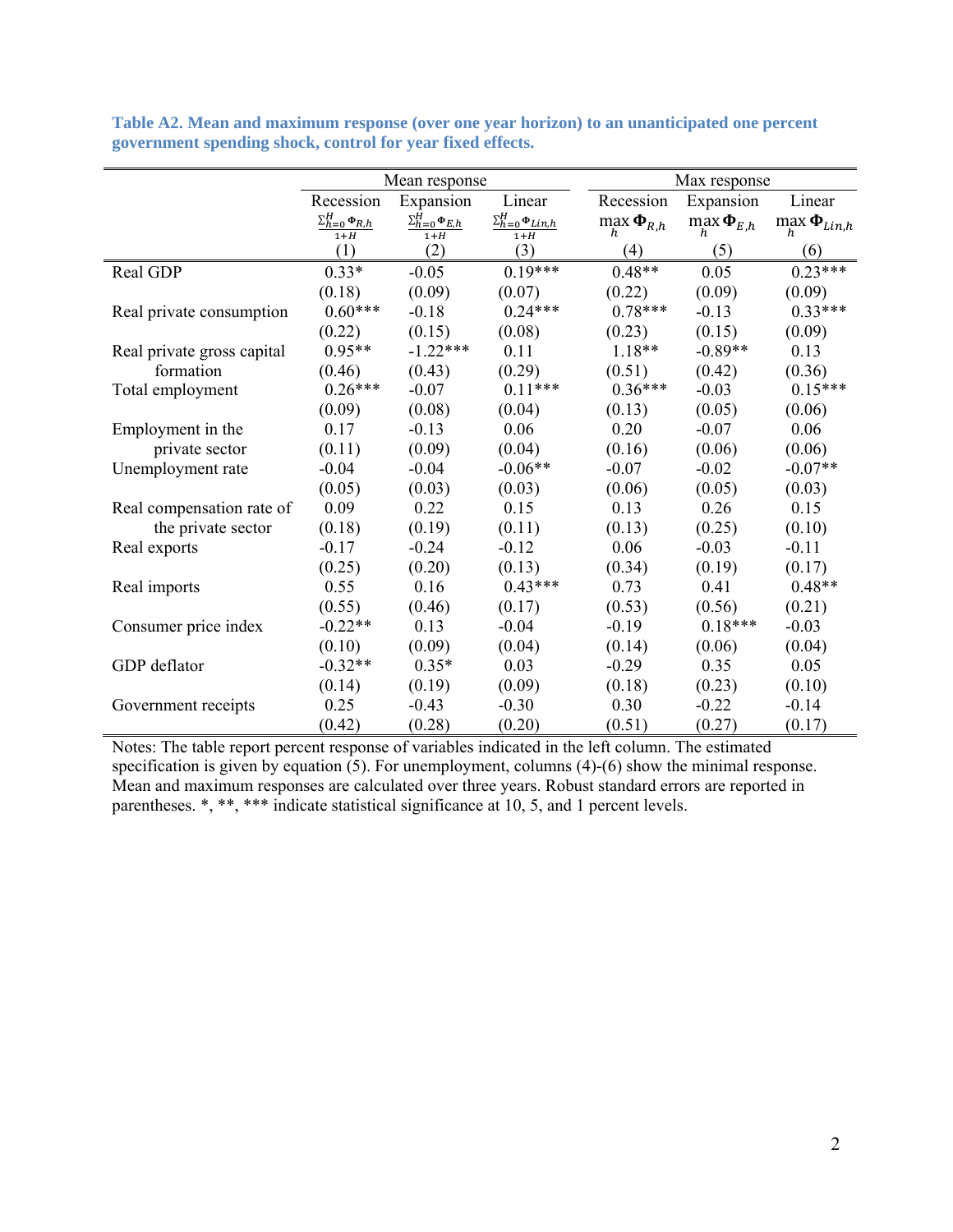**Table A2. Mean and maximum response (over one year horizon) to an unanticipated one percent government spending shock, control for year fixed effects.**

| | Mean response | | | Max response | | |
|---|---|---|---|---|---|---|
| | Recession | Expansion | Linear | Recession | Expansion | Linear |
| | $\frac{\sum_{h=0}^{H}\Phi_{R,h}}{1+H}$ | $\frac{\sum_{h=0}^{H}\Phi_{E,h}}{1+H}$ | $\frac{\sum_{h=0}^{H}\Phi_{Lin,h}}{1+H}$ | $\max_h \mathbf{\Phi}_{R,h}$ | $\max_h \mathbf{\Phi}_{E,h}$ | $\max_h \mathbf{\Phi}_{Lin,h}$ |
| | (1) | (2) | (3) | (4) | (5) | (6) |
| Real GDP | 0.33* | -0.05 | 0.19*** | 0.48** | 0.05 | 0.23*** |
| | (0.18) | (0.09) | (0.07) | (0.22) | (0.09) | (0.09) |
| Real private consumption | 0.60*** | -0.18 | 0.24*** | 0.78*** | -0.13 | 0.33*** |
| | (0.22) | (0.15) | (0.08) | (0.23) | (0.15) | (0.09) |
| Real private gross capital formation | 0.95** | -1.22*** | 0.11 | 1.18** | -0.89** | 0.13 |
| | (0.46) | (0.43) | (0.29) | (0.51) | (0.42) | (0.36) |
| Total employment | 0.26*** | -0.07 | 0.11*** | 0.36*** | -0.03 | 0.15*** |
| | (0.09) | (0.08) | (0.04) | (0.13) | (0.05) | (0.06) |
| Employment in the private sector | 0.17 | -0.13 | 0.06 | 0.20 | -0.07 | 0.06 |
| | (0.11) | (0.09) | (0.04) | (0.16) | (0.06) | (0.06) |
| Unemployment rate | -0.04 | -0.04 | -0.06** | -0.07 | -0.02 | -0.07** |
| | (0.05) | (0.03) | (0.03) | (0.06) | (0.05) | (0.03) |
| Real compensation rate of the private sector | 0.09 | 0.22 | 0.15 | 0.13 | 0.26 | 0.15 |
| | (0.18) | (0.19) | (0.11) | (0.13) | (0.25) | (0.10) |
| Real exports | -0.17 | -0.24 | -0.12 | 0.06 | -0.03 | -0.11 |
| | (0.25) | (0.20) | (0.13) | (0.34) | (0.19) | (0.17) |
| Real imports | 0.55 | 0.16 | 0.43*** | 0.73 | 0.41 | 0.48** |
| | (0.55) | (0.46) | (0.17) | (0.53) | (0.56) | (0.21) |
| Consumer price index | -0.22** | 0.13 | -0.04 | -0.19 | 0.18*** | -0.03 |
| | (0.10) | (0.09) | (0.04) | (0.14) | (0.06) | (0.04) |
| GDP deflator | -0.32** | 0.35* | 0.03 | -0.29 | 0.35 | 0.05 |
| | (0.14) | (0.19) | (0.09) | (0.18) | (0.23) | (0.10) |
| Government receipts | 0.25 | -0.43 | -0.30 | 0.30 | -0.22 | -0.14 |
| | (0.42) | (0.28) | (0.20) | (0.51) | (0.27) | (0.17) |

Notes: The table report percent response of variables indicated in the left column. The estimated specification is given by equation (5). For unemployment, columns (4)-(6) show the minimal response. Mean and maximum responses are calculated over three years. Robust standard errors are reported in parentheses. *, **, *** indicate statistical significance at 10, 5, and 1 percent levels.